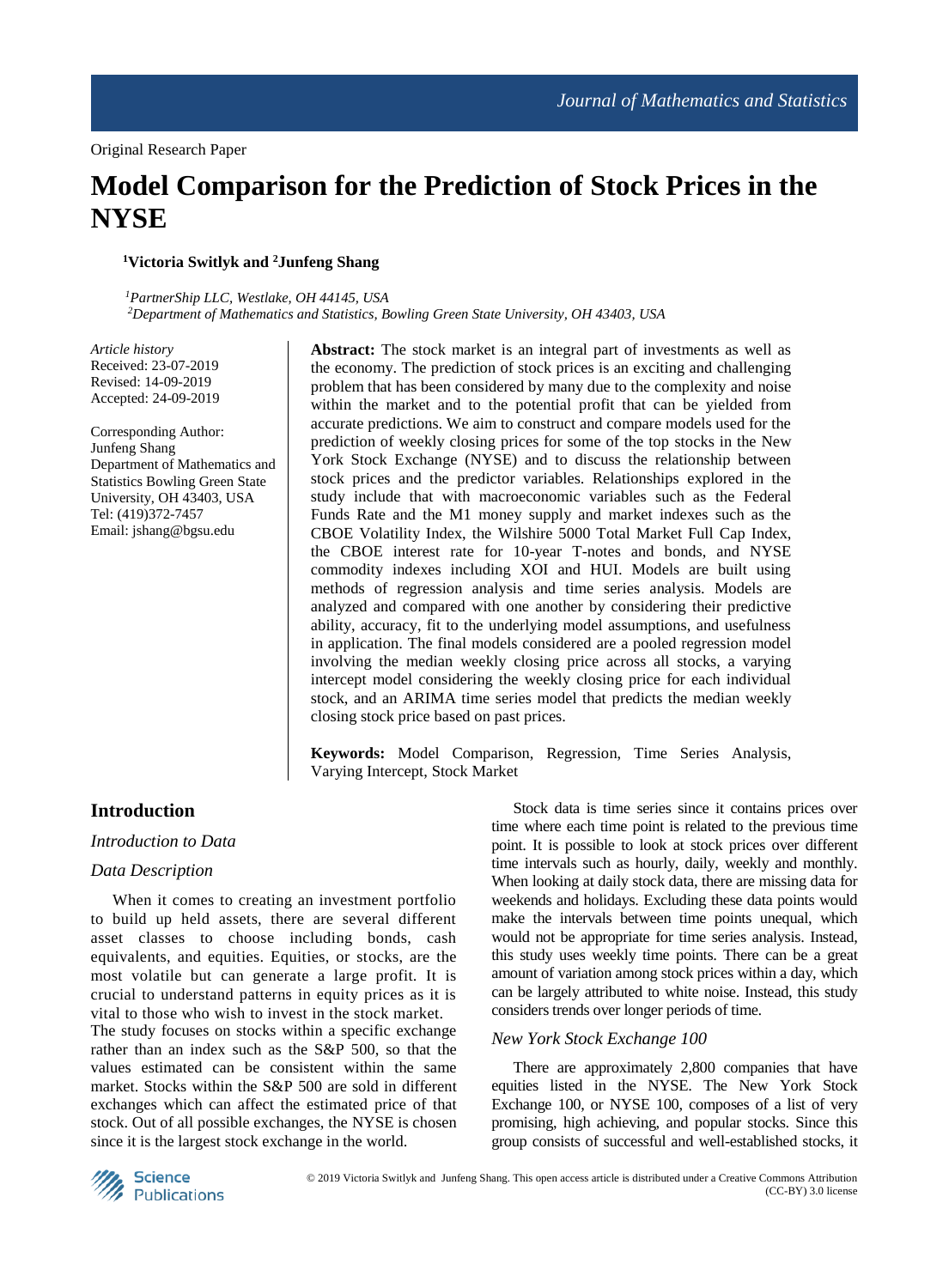Original Research Paper

# Model Comparison for the Prediction of Stock Prices in the NYSE

[1]Victoria Switlyk and [2]Junfeng Shang

[1]*PartnerShip LLC, Westlake, OH 44145, USA*
[2]*Department of Mathematics and Statistics, Bowling Green State University, OH 43403, USA*

*Article history*
Received: 23-07-2019
Revised: 14-09-2019
Accepted: 24-09-2019

Corresponding Author:
Junfeng Shang
Department of Mathematics and Statistics Bowling Green State University, OH 43403, USA
Tel: (419)372-7457
Email: jshang@bgsu.edu

**Abstract:** The stock market is an integral part of investments as well as the economy. The prediction of stock prices is an exciting and challenging problem that has been considered by many due to the complexity and noise within the market and to the potential profit that can be yielded from accurate predictions. We aim to construct and compare models used for the prediction of weekly closing prices for some of the top stocks in the New York Stock Exchange (NYSE) and to discuss the relationship between stock prices and the predictor variables. Relationships explored in the study include that with macroeconomic variables such as the Federal Funds Rate and the M1 money supply and market indexes such as the CBOE Volatility Index, the Wilshire 5000 Total Market Full Cap Index, the CBOE interest rate for 10-year T-notes and bonds, and NYSE commodity indexes including XOI and HUI. Models are built using methods of regression analysis and time series analysis. Models are analyzed and compared with one another by considering their predictive ability, accuracy, fit to the underlying model assumptions, and usefulness in application. The final models considered are a pooled regression model involving the median weekly closing price across all stocks, a varying intercept model considering the weekly closing price for each individual stock, and an ARIMA time series model that predicts the median weekly closing stock price based on past prices.

**Keywords:** Model Comparison, Regression, Time Series Analysis, Varying Intercept, Stock Market

## Introduction

### *Introduction to Data*

### *Data Description*

When it comes to creating an investment portfolio to build up held assets, there are several different asset classes to choose including bonds, cash equivalents, and equities. Equities, or stocks, are the most volatile but can generate a large profit. It is crucial to understand patterns in equity prices as it is vital to those who wish to invest in the stock market. The study focuses on stocks within a specific exchange rather than an index such as the S&P 500, so that the values estimated can be consistent within the same market. Stocks within the S&P 500 are sold in different exchanges which can affect the estimated price of that stock. Out of all possible exchanges, the NYSE is chosen since it is the largest stock exchange in the world.

Stock data is time series since it contains prices over time where each time point is related to the previous time point. It is possible to look at stock prices over different time intervals such as hourly, daily, weekly and monthly. When looking at daily stock data, there are missing data for weekends and holidays. Excluding these data points would make the intervals between time points unequal, which would not be appropriate for time series analysis. Instead, this study uses weekly time points. There can be a great amount of variation among stock prices within a day, which can be largely attributed to white noise. Instead, this study considers trends over longer periods of time.

### *New York Stock Exchange 100*

There are approximately 2,800 companies that have equities listed in the NYSE. The New York Stock Exchange 100, or NYSE 100, composes of a list of very promising, high achieving, and popular stocks. Since this group consists of successful and well-established stocks, it

© 2019 Victoria Switlyk and Junfeng Shang. This open access article is distributed under a Creative Commons Attribution (CC-BY) 3.0 license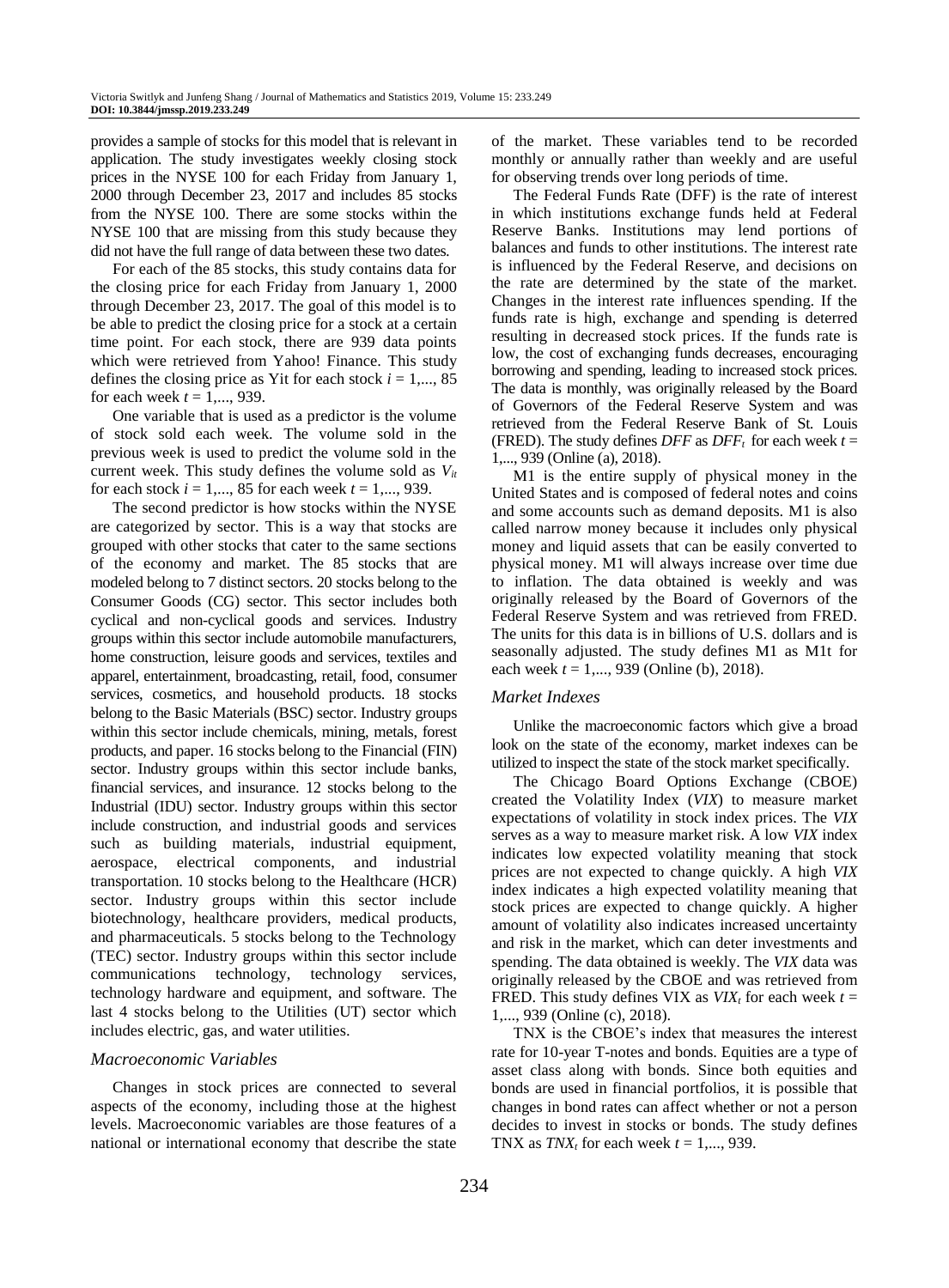provides a sample of stocks for this model that is relevant in application. The study investigates weekly closing stock prices in the NYSE 100 for each Friday from January 1, 2000 through December 23, 2017 and includes 85 stocks from the NYSE 100. There are some stocks within the NYSE 100 that are missing from this study because they did not have the full range of data between these two dates.

For each of the 85 stocks, this study contains data for the closing price for each Friday from January 1, 2000 through December 23, 2017. The goal of this model is to be able to predict the closing price for a stock at a certain time point. For each stock, there are 939 data points which were retrieved from Yahoo! Finance. This study defines the closing price as Yit for each stock $i = 1,..., 85$ for each week $t = 1,..., 939$.

One variable that is used as a predictor is the volume of stock sold each week. The volume sold in the previous week is used to predict the volume sold in the current week. This study defines the volume sold as $V_{it}$ for each stock $i = 1,..., 85$ for each week $t = 1,..., 939$.

The second predictor is how stocks within the NYSE are categorized by sector. This is a way that stocks are grouped with other stocks that cater to the same sections of the economy and market. The 85 stocks that are modeled belong to 7 distinct sectors. 20 stocks belong to the Consumer Goods (CG) sector. This sector includes both cyclical and non-cyclical goods and services. Industry groups within this sector include automobile manufacturers, home construction, leisure goods and services, textiles and apparel, entertainment, broadcasting, retail, food, consumer services, cosmetics, and household products. 18 stocks belong to the Basic Materials (BSC) sector. Industry groups within this sector include chemicals, mining, metals, forest products, and paper. 16 stocks belong to the Financial (FIN) sector. Industry groups within this sector include banks, financial services, and insurance. 12 stocks belong to the Industrial (IDU) sector. Industry groups within this sector include construction, and industrial goods and services such as building materials, industrial equipment, aerospace, electrical components, and industrial transportation. 10 stocks belong to the Healthcare (HCR) sector. Industry groups within this sector include biotechnology, healthcare providers, medical products, and pharmaceuticals. 5 stocks belong to the Technology (TEC) sector. Industry groups within this sector include communications technology, technology services, technology hardware and equipment, and software. The last 4 stocks belong to the Utilities (UT) sector which includes electric, gas, and water utilities.

### *Macroeconomic Variables*

Changes in stock prices are connected to several aspects of the economy, including those at the highest levels. Macroeconomic variables are those features of a national or international economy that describe the state of the market. These variables tend to be recorded monthly or annually rather than weekly and are useful for observing trends over long periods of time.

The Federal Funds Rate (DFF) is the rate of interest in which institutions exchange funds held at Federal Reserve Banks. Institutions may lend portions of balances and funds to other institutions. The interest rate is influenced by the Federal Reserve, and decisions on the rate are determined by the state of the market. Changes in the interest rate influences spending. If the funds rate is high, exchange and spending is deterred resulting in decreased stock prices. If the funds rate is low, the cost of exchanging funds decreases, encouraging borrowing and spending, leading to increased stock prices. The data is monthly, was originally released by the Board of Governors of the Federal Reserve System and was retrieved from the Federal Reserve Bank of St. Louis (FRED). The study defines *DFF* as $DFF_t$ for each week $t = 1,..., 939$ (Online (a), 2018).

M1 is the entire supply of physical money in the United States and is composed of federal notes and coins and some accounts such as demand deposits. M1 is also called narrow money because it includes only physical money and liquid assets that can be easily converted to physical money. M1 will always increase over time due to inflation. The data obtained is weekly and was originally released by the Board of Governors of the Federal Reserve System and was retrieved from FRED. The units for this data is in billions of U.S. dollars and is seasonally adjusted. The study defines M1 as M1t for each week $t = 1,..., 939$ (Online (b), 2018).

### *Market Indexes*

Unlike the macroeconomic factors which give a broad look on the state of the economy, market indexes can be utilized to inspect the state of the stock market specifically.

The Chicago Board Options Exchange (CBOE) created the Volatility Index (*VIX*) to measure market expectations of volatility in stock index prices. The *VIX* serves as a way to measure market risk. A low *VIX* index indicates low expected volatility meaning that stock prices are not expected to change quickly. A high *VIX* index indicates a high expected volatility meaning that stock prices are expected to change quickly. A higher amount of volatility also indicates increased uncertainty and risk in the market, which can deter investments and spending. The data obtained is weekly. The *VIX* data was originally released by the CBOE and was retrieved from FRED. This study defines VIX as $VIX_t$ for each week $t = 1,..., 939$ (Online (c), 2018).

TNX is the CBOE's index that measures the interest rate for 10-year T-notes and bonds. Equities are a type of asset class along with bonds. Since both equities and bonds are used in financial portfolios, it is possible that changes in bond rates can affect whether or not a person decides to invest in stocks or bonds. The study defines TNX as $TNX_t$ for each week $t = 1,..., 939$.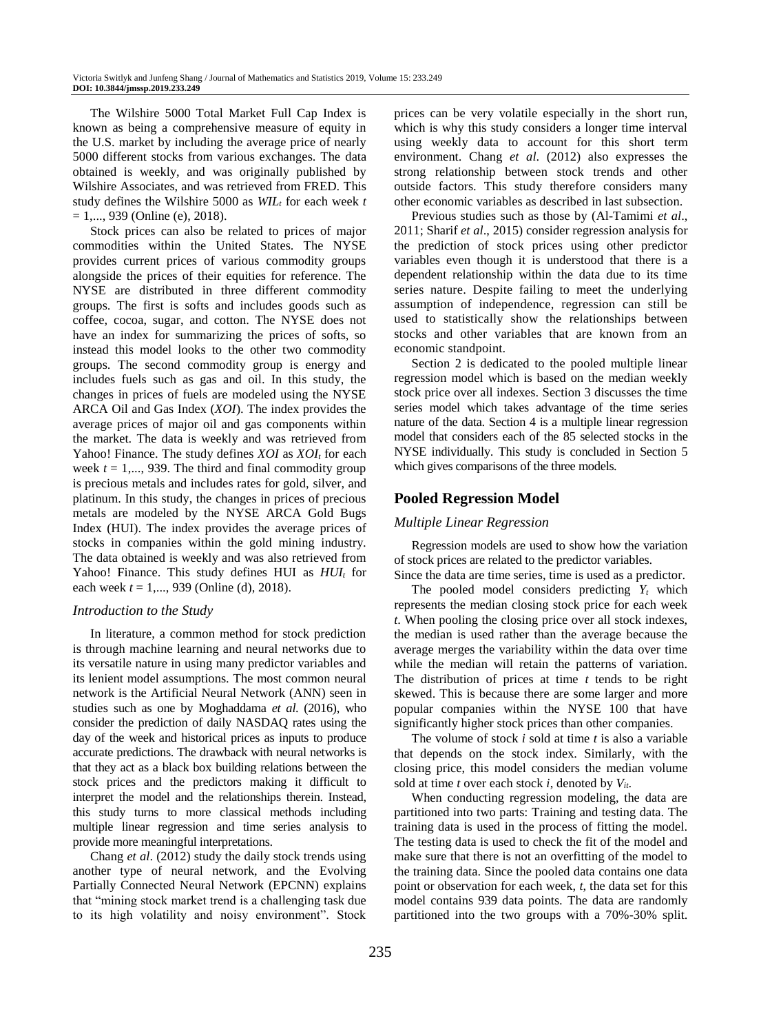The Wilshire 5000 Total Market Full Cap Index is known as being a comprehensive measure of equity in the U.S. market by including the average price of nearly 5000 different stocks from various exchanges. The data obtained is weekly, and was originally published by Wilshire Associates, and was retrieved from FRED. This study defines the Wilshire 5000 as $WIL_t$ for each week $t = 1, ..., 939$ (Online (e), 2018).

Stock prices can also be related to prices of major commodities within the United States. The NYSE provides current prices of various commodity groups alongside the prices of their equities for reference. The NYSE are distributed in three different commodity groups. The first is softs and includes goods such as coffee, cocoa, sugar, and cotton. The NYSE does not have an index for summarizing the prices of softs, so instead this model looks to the other two commodity groups. The second commodity group is energy and includes fuels such as gas and oil. In this study, the changes in prices of fuels are modeled using the NYSE ARCA Oil and Gas Index (*XOI*). The index provides the average prices of major oil and gas components within the market. The data is weekly and was retrieved from Yahoo! Finance. The study defines *XOI* as $XOI_t$ for each week $t = 1, ..., 939$. The third and final commodity group is precious metals and includes rates for gold, silver, and platinum. In this study, the changes in prices of precious metals are modeled by the NYSE ARCA Gold Bugs Index (HUI). The index provides the average prices of stocks in companies within the gold mining industry. The data obtained is weekly and was also retrieved from Yahoo! Finance. This study defines HUI as $HUI_t$ for each week $t = 1, ..., 939$ (Online (d), 2018).

### Introduction to the Study

In literature, a common method for stock prediction is through machine learning and neural networks due to its versatile nature in using many predictor variables and its lenient model assumptions. The most common neural network is the Artificial Neural Network (ANN) seen in studies such as one by Moghaddama *et al.* (2016), who consider the prediction of daily NASDAQ rates using the day of the week and historical prices as inputs to produce accurate predictions. The drawback with neural networks is that they act as a black box building relations between the stock prices and the predictors making it difficult to interpret the model and the relationships therein. Instead, this study turns to more classical methods including multiple linear regression and time series analysis to provide more meaningful interpretations.

Chang *et al*. (2012) study the daily stock trends using another type of neural network, and the Evolving Partially Connected Neural Network (EPCNN) explains that "mining stock market trend is a challenging task due to its high volatility and noisy environment". Stock prices can be very volatile especially in the short run, which is why this study considers a longer time interval using weekly data to account for this short term environment. Chang *et al*. (2012) also expresses the strong relationship between stock trends and other outside factors. This study therefore considers many other economic variables as described in last subsection.

Previous studies such as those by (Al-Tamimi *et al*., 2011; Sharif *et al*., 2015) consider regression analysis for the prediction of stock prices using other predictor variables even though it is understood that there is a dependent relationship within the data due to its time series nature. Despite failing to meet the underlying assumption of independence, regression can still be used to statistically show the relationships between stocks and other variables that are known from an economic standpoint.

Section 2 is dedicated to the pooled multiple linear regression model which is based on the median weekly stock price over all indexes. Section 3 discusses the time series model which takes advantage of the time series nature of the data. Section 4 is a multiple linear regression model that considers each of the 85 selected stocks in the NYSE individually. This study is concluded in Section 5 which gives comparisons of the three models.

## Pooled Regression Model

### Multiple Linear Regression

Regression models are used to show how the variation of stock prices are related to the predictor variables. Since the data are time series, time is used as a predictor.

The pooled model considers predicting $Y_t$ which represents the median closing stock price for each week $t$. When pooling the closing price over all stock indexes, the median is used rather than the average because the average merges the variability within the data over time while the median will retain the patterns of variation. The distribution of prices at time $t$ tends to be right skewed. This is because there are some larger and more popular companies within the NYSE 100 that have significantly higher stock prices than other companies.

The volume of stock $i$ sold at time $t$ is also a variable that depends on the stock index. Similarly, with the closing price, this model considers the median volume sold at time $t$ over each stock $i$, denoted by $V_{it}$.

When conducting regression modeling, the data are partitioned into two parts: Training and testing data. The training data is used in the process of fitting the model. The testing data is used to check the fit of the model and make sure that there is not an overfitting of the model to the training data. Since the pooled data contains one data point or observation for each week, $t$, the data set for this model contains 939 data points. The data are randomly partitioned into the two groups with a 70%-30% split.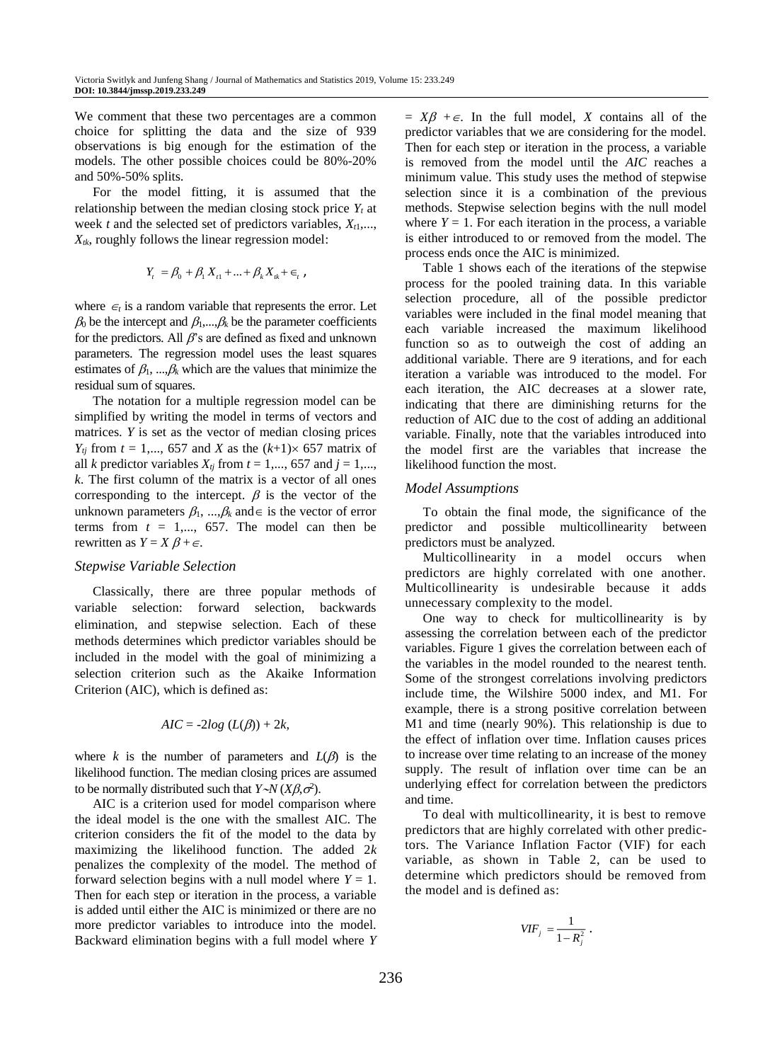We comment that these two percentages are a common choice for splitting the data and the size of 939 observations is big enough for the estimation of the models. The other possible choices could be 80%-20% and 50%-50% splits.

For the model fitting, it is assumed that the relationship between the median closing stock price $Y_t$ at week $t$ and the selected set of predictors variables, $X_{t1}$,..., $X_{tk}$, roughly follows the linear regression model:

$$Y_t = \beta_0 + \beta_1 X_{t1} + ... + \beta_k X_{tk} + \epsilon_t \text{ ,}$$

where $\epsilon_t$ is a random variable that represents the error. Let $\beta_0$ be the intercept and $\beta_1$,...,$\beta_k$ be the parameter coefficients for the predictors. All $\beta$'s are defined as fixed and unknown parameters. The regression model uses the least squares estimates of $\beta_1$, ...,$\beta_k$ which are the values that minimize the residual sum of squares.

The notation for a multiple regression model can be simplified by writing the model in terms of vectors and matrices. $Y$ is set as the vector of median closing prices $Y_{tj}$ from $t$ = 1,..., 657 and $X$ as the $(k+1)\times$ 657 matrix of all $k$ predictor variables $X_{tj}$ from $t$ = 1,..., 657 and $j$ = 1,..., $k$. The first column of the matrix is a vector of all ones corresponding to the intercept. $\beta$ is the vector of the unknown parameters $\beta_1$, ...,$\beta_k$ and $\epsilon$ is the vector of error terms from $t$ = 1,..., 657. The model can then be rewritten as $Y = X\beta + \epsilon$.

### *Stepwise Variable Selection*

Classically, there are three popular methods of variable selection: forward selection, backwards elimination, and stepwise selection. Each of these methods determines which predictor variables should be included in the model with the goal of minimizing a selection criterion such as the Akaike Information Criterion (AIC), which is defined as:

$$AIC = -2log\ (L(\beta)) + 2k,$$

where $k$ is the number of parameters and $L(\beta)$ is the likelihood function. The median closing prices are assumed to be normally distributed such that $Y\sim N\ (X\beta,\sigma^2)$.

AIC is a criterion used for model comparison where the ideal model is the one with the smallest AIC. The criterion considers the fit of the model to the data by maximizing the likelihood function. The added $2k$ penalizes the complexity of the model. The method of forward selection begins with a null model where $Y = 1$. Then for each step or iteration in the process, a variable is added until either the AIC is minimized or there are no more predictor variables to introduce into the model. Backward elimination begins with a full model where $Y = X\beta + \epsilon$. In the full model, $X$ contains all of the predictor variables that we are considering for the model. Then for each step or iteration in the process, a variable is removed from the model until the *AIC* reaches a minimum value. This study uses the method of stepwise selection since it is a combination of the previous methods. Stepwise selection begins with the null model where $Y = 1$. For each iteration in the process, a variable is either introduced to or removed from the model. The process ends once the AIC is minimized.

Table 1 shows each of the iterations of the stepwise process for the pooled training data. In this variable selection procedure, all of the possible predictor variables were included in the final model meaning that each variable increased the maximum likelihood function so as to outweigh the cost of adding an additional variable. There are 9 iterations, and for each iteration a variable was introduced to the model. For each iteration, the AIC decreases at a slower rate, indicating that there are diminishing returns for the reduction of AIC due to the cost of adding an additional variable. Finally, note that the variables introduced into the model first are the variables that increase the likelihood function the most.

### *Model Assumptions*

To obtain the final mode, the significance of the predictor and possible multicollinearity between predictors must be analyzed.

Multicollinearity in a model occurs when predictors are highly correlated with one another. Multicollinearity is undesirable because it adds unnecessary complexity to the model.

One way to check for multicollinearity is by assessing the correlation between each of the predictor variables. Figure 1 gives the correlation between each of the variables in the model rounded to the nearest tenth. Some of the strongest correlations involving predictors include time, the Wilshire 5000 index, and M1. For example, there is a strong positive correlation between M1 and time (nearly 90%). This relationship is due to the effect of inflation over time. Inflation causes prices to increase over time relating to an increase of the money supply. The result of inflation over time can be an underlying effect for correlation between the predictors and time.

To deal with multicollinearity, it is best to remove predictors that are highly correlated with other predictors. The Variance Inflation Factor (VIF) for each variable, as shown in Table 2, can be used to determine which predictors should be removed from the model and is defined as:

$$VIF_j = \frac{1}{1 - R_j^2} \text{ .}$$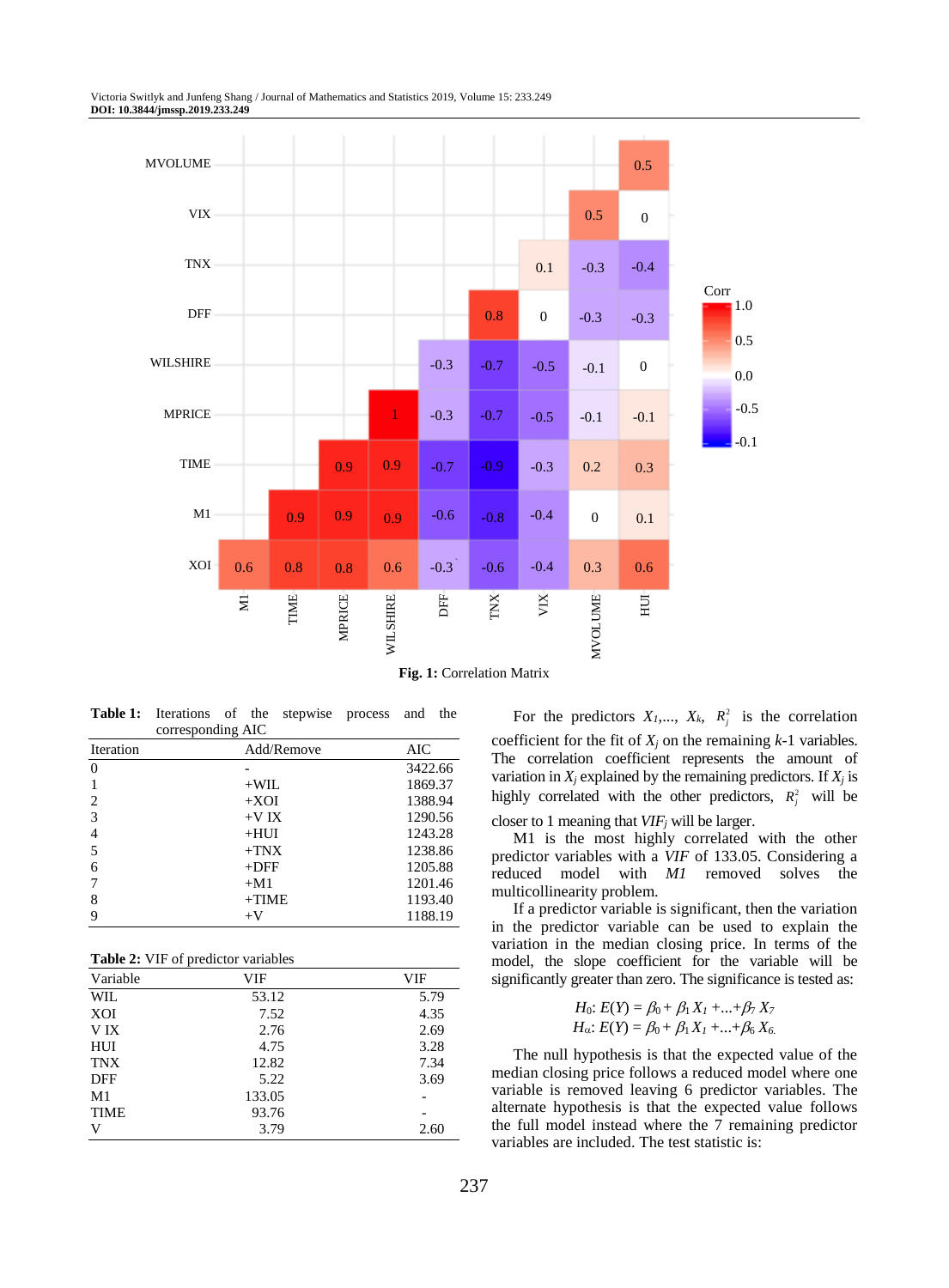**Fig. 1:** Correlation Matrix

**Table 1:** Iterations of the stepwise process and the corresponding AIC

| Iteration | Add/Remove | AIC |
|---|---|---|
| 0 | - | 3422.66 |
| 1 | +WIL | 1869.37 |
| 2 | +XOI | 1388.94 |
| 3 | +V IX | 1290.56 |
| 4 | +HUI | 1243.28 |
| 5 | +TNX | 1238.86 |
| 6 | +DFF | 1205.88 |
| 7 | +M1 | 1201.46 |
| 8 | +TIME | 1193.40 |
| 9 | +V | 1188.19 |

**Table 2:** VIF of predictor variables

| Variable | VIF | VIF |
|---|---|---|
| WIL | 53.12 | 5.79 |
| XOI | 7.52 | 4.35 |
| V IX | 2.76 | 2.69 |
| HUI | 4.75 | 3.28 |
| TNX | 12.82 | 7.34 |
| DFF | 5.22 | 3.69 |
| M1 | 133.05 | - |
| TIME | 93.76 | - |
| V | 3.79 | 2.60 |

For the predictors $X_1$,..., $X_k$, $R_j^2$ is the correlation coefficient for the fit of $X_j$ on the remaining $k$-1 variables. The correlation coefficient represents the amount of variation in $X_j$ explained by the remaining predictors. If $X_j$ is highly correlated with the other predictors, $R_j^2$ will be closer to 1 meaning that $VIF_j$ will be larger.

M1 is the most highly correlated with the other predictor variables with a *VIF* of 133.05. Considering a reduced model with *M1* removed solves the multicollinearity problem.

If a predictor variable is significant, then the variation in the predictor variable can be used to explain the variation in the median closing price. In terms of the model, the slope coefficient for the variable will be significantly greater than zero. The significance is tested as:

$$H_0: E(Y) = \beta_0 + \beta_1 X_1 + ... + \beta_7 X_7$$
$$H_\alpha: E(Y) = \beta_0 + \beta_1 X_1 + ... + \beta_6 X_6.$$

The null hypothesis is that the expected value of the median closing price follows a reduced model where one variable is removed leaving 6 predictor variables. The alternate hypothesis is that the expected value follows the full model instead where the 7 remaining predictor variables are included. The test statistic is: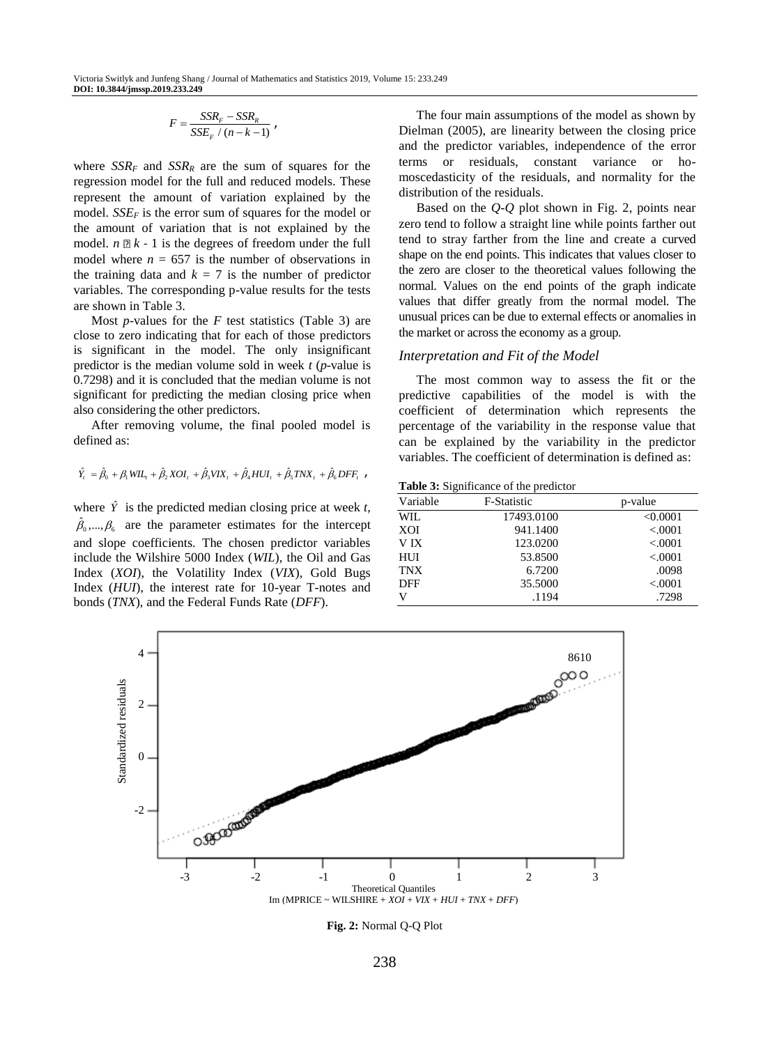$$F = \frac{SSR_F - SSR_R}{SSE_F / (n - k - 1)},$$

where $SSR_F$ and $SSR_R$ are the sum of squares for the regression model for the full and reduced models. These represent the amount of variation explained by the model. $SSE_F$ is the error sum of squares for the model or the amount of variation that is not explained by the model. $n - k - 1$ is the degrees of freedom under the full model where $n = 657$ is the number of observations in the training data and $k = 7$ is the number of predictor variables. The corresponding p-value results for the tests are shown in Table 3.

Most *p*-values for the *F* test statistics (Table 3) are close to zero indicating that for each of those predictors is significant in the model. The only insignificant predictor is the median volume sold in week *t* (*p*-value is 0.7298) and it is concluded that the median volume is not significant for predicting the median closing price when also considering the other predictors.

After removing volume, the final pooled model is defined as:

$$\hat{Y}_t = \hat{\beta}_0 + \beta_1 WIL_t + \hat{\beta}_2 XOI_t + \hat{\beta}_3 VIX_t + \hat{\beta}_4 HUI_t + \hat{\beta}_5 TNX_t + \hat{\beta}_6 DFF_t,$$

where $\hat{Y}$ is the predicted median closing price at week *t*, $\hat{\beta}_0, ..., \beta_6$ are the parameter estimates for the intercept and slope coefficients. The chosen predictor variables include the Wilshire 5000 Index (*WIL*), the Oil and Gas Index (*XOI*), the Volatility Index (*VIX*), Gold Bugs Index (*HUI*), the interest rate for 10-year T-notes and bonds (*TNX*), and the Federal Funds Rate (*DFF*).

The four main assumptions of the model as shown by Dielman (2005), are linearity between the closing price and the predictor variables, independence of the error terms or residuals, constant variance or homoscedasticity of the residuals, and normality for the distribution of the residuals.

Based on the *Q-Q* plot shown in Fig. 2, points near zero tend to follow a straight line while points farther out tend to stray farther from the line and create a curved shape on the end points. This indicates that values closer to the zero are closer to the theoretical values following the normal. Values on the end points of the graph indicate values that differ greatly from the normal model. The unusual prices can be due to external effects or anomalies in the market or across the economy as a group.

### *Interpretation and Fit of the Model*

The most common way to assess the fit or the predictive capabilities of the model is with the coefficient of determination which represents the percentage of the variability in the response value that can be explained by the variability in the predictor variables. The coefficient of determination is defined as:

**Table 3:** Significance of the predictor

| Variable | F-Statistic | p-value |
|---|---|---|
| WIL | 17493.0100 | <0.0001 |
| XOI | 941.1400 | <.0001 |
| V IX | 123.0200 | <.0001 |
| HUI | 53.8500 | <.0001 |
| TNX | 6.7200 | .0098 |
| DFF | 35.5000 | <.0001 |
| V | .1194 | .7298 |

**Fig. 2:** Normal Q-Q Plot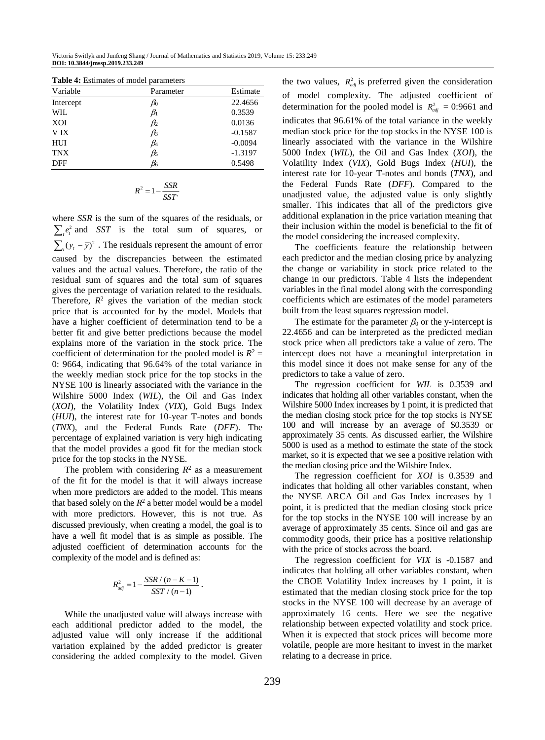**Table 4:** Estimates of model parameters

| Variable | Parameter | Estimate |
|---|---|---|
| Intercept | $\beta_0$ | 22.4656 |
| WIL | $\beta_1$ | 0.3539 |
| XOI | $\beta_2$ | 0.0136 |
| V IX | $\beta_3$ | -0.1587 |
| HUI | $\beta_4$ | -0.0094 |
| TNX | $\beta_5$ | -1.3197 |
| DFF | $\beta_6$ | 0.5498 |

$$R^2 = 1 - \frac{SSR}{SST}.$$

where *SSR* is the sum of the squares of the residuals, or $\sum_t e_t^2$ and *SST* is the total sum of squares, or $\sum_t (y_t - \bar{y})^2$. The residuals represent the amount of error caused by the discrepancies between the estimated values and the actual values. Therefore, the ratio of the residual sum of squares and the total sum of squares gives the percentage of variation related to the residuals. Therefore, $R^2$ gives the variation of the median stock price that is accounted for by the model. Models that have a higher coefficient of determination tend to be a better fit and give better predictions because the model explains more of the variation in the stock price. The coefficient of determination for the pooled model is $R^2 =$ 0: 9664, indicating that 96.64% of the total variance in the weekly median stock price for the top stocks in the NYSE 100 is linearly associated with the variance in the Wilshire 5000 Index (*WIL*), the Oil and Gas Index (*XOI*), the Volatility Index (*VIX*), Gold Bugs Index (*HUI*), the interest rate for 10-year T-notes and bonds (*TNX*), and the Federal Funds Rate (*DFF*). The percentage of explained variation is very high indicating that the model provides a good fit for the median stock price for the top stocks in the NYSE.

The problem with considering $R^2$ as a measurement of the fit for the model is that it will always increase when more predictors are added to the model. This means that based solely on the $R^2$ a better model would be a model with more predictors. However, this is not true. As discussed previously, when creating a model, the goal is to have a well fit model that is as simple as possible. The adjusted coefficient of determination accounts for the complexity of the model and is defined as:

$$R_{adj}^2 = 1 - \frac{SSR / (n - K - 1)}{SST / (n - 1)}.$$

While the unadjusted value will always increase with each additional predictor added to the model, the adjusted value will only increase if the additional variation explained by the added predictor is greater considering the added complexity to the model. Given the two values, $R_{adj}^2$ is preferred given the consideration of model complexity. The adjusted coefficient of determination for the pooled model is $R_{adj}^2$ = 0:9661 and indicates that 96.61% of the total variance in the weekly median stock price for the top stocks in the NYSE 100 is linearly associated with the variance in the Wilshire 5000 Index (*WIL*), the Oil and Gas Index (*XOI*), the Volatility Index (*VIX*), Gold Bugs Index (*HUI*), the interest rate for 10-year T-notes and bonds (*TNX*), and the Federal Funds Rate (*DFF*). Compared to the unadjusted value, the adjusted value is only slightly smaller. This indicates that all of the predictors give additional explanation in the price variation meaning that their inclusion within the model is beneficial to the fit of the model considering the increased complexity.

The coefficients feature the relationship between each predictor and the median closing price by analyzing the change or variability in stock price related to the change in our predictors. Table 4 lists the independent variables in the final model along with the corresponding coefficients which are estimates of the model parameters built from the least squares regression model.

The estimate for the parameter $\beta_0$ or the y-intercept is 22.4656 and can be interpreted as the predicted median stock price when all predictors take a value of zero. The intercept does not have a meaningful interpretation in this model since it does not make sense for any of the predictors to take a value of zero.

The regression coefficient for *WIL* is 0.3539 and indicates that holding all other variables constant, when the Wilshire 5000 Index increases by 1 point, it is predicted that the median closing stock price for the top stocks is NYSE 100 and will increase by an average of $0.3539 or approximately 35 cents. As discussed earlier, the Wilshire 5000 is used as a method to estimate the state of the stock market, so it is expected that we see a positive relation with the median closing price and the Wilshire Index.

The regression coefficient for *XOI* is 0.3539 and indicates that holding all other variables constant, when the NYSE ARCA Oil and Gas Index increases by 1 point, it is predicted that the median closing stock price for the top stocks in the NYSE 100 will increase by an average of approximately 35 cents. Since oil and gas are commodity goods, their price has a positive relationship with the price of stocks across the board.

The regression coefficient for *VIX* is -0.1587 and indicates that holding all other variables constant, when the CBOE Volatility Index increases by 1 point, it is estimated that the median closing stock price for the top stocks in the NYSE 100 will decrease by an average of approximately 16 cents. Here we see the negative relationship between expected volatility and stock price. When it is expected that stock prices will become more volatile, people are more hesitant to invest in the market relating to a decrease in price.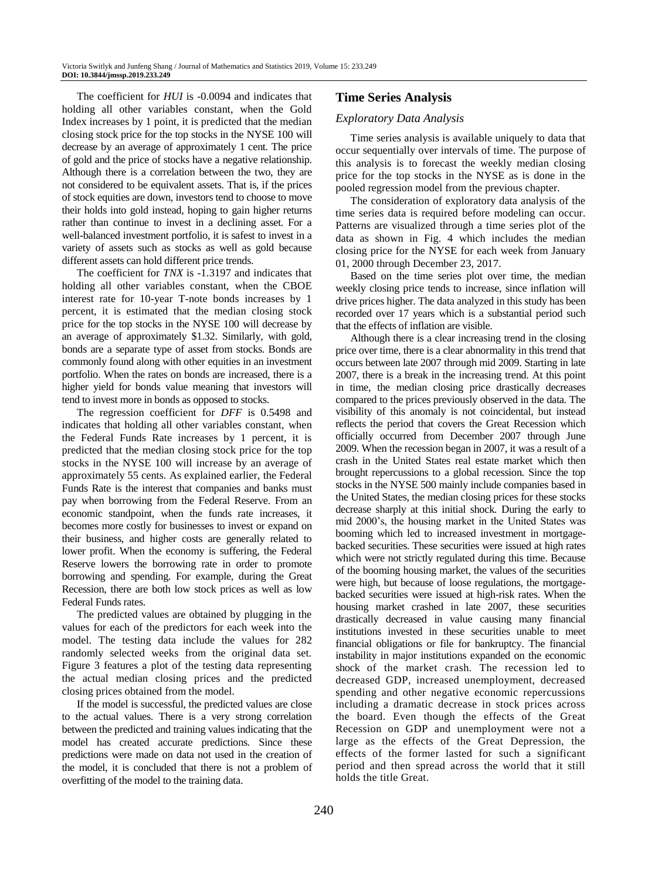The coefficient for *HUI* is -0.0094 and indicates that holding all other variables constant, when the Gold Index increases by 1 point, it is predicted that the median closing stock price for the top stocks in the NYSE 100 will decrease by an average of approximately 1 cent. The price of gold and the price of stocks have a negative relationship. Although there is a correlation between the two, they are not considered to be equivalent assets. That is, if the prices of stock equities are down, investors tend to choose to move their holds into gold instead, hoping to gain higher returns rather than continue to invest in a declining asset. For a well-balanced investment portfolio, it is safest to invest in a variety of assets such as stocks as well as gold because different assets can hold different price trends.

The coefficient for *TNX* is -1.3197 and indicates that holding all other variables constant, when the CBOE interest rate for 10-year T-note bonds increases by 1 percent, it is estimated that the median closing stock price for the top stocks in the NYSE 100 will decrease by an average of approximately $1.32. Similarly, with gold, bonds are a separate type of asset from stocks. Bonds are commonly found along with other equities in an investment portfolio. When the rates on bonds are increased, there is a higher yield for bonds value meaning that investors will tend to invest more in bonds as opposed to stocks.

The regression coefficient for *DFF* is 0.5498 and indicates that holding all other variables constant, when the Federal Funds Rate increases by 1 percent, it is predicted that the median closing stock price for the top stocks in the NYSE 100 will increase by an average of approximately 55 cents. As explained earlier, the Federal Funds Rate is the interest that companies and banks must pay when borrowing from the Federal Reserve. From an economic standpoint, when the funds rate increases, it becomes more costly for businesses to invest or expand on their business, and higher costs are generally related to lower profit. When the economy is suffering, the Federal Reserve lowers the borrowing rate in order to promote borrowing and spending. For example, during the Great Recession, there are both low stock prices as well as low Federal Funds rates.

The predicted values are obtained by plugging in the values for each of the predictors for each week into the model. The testing data include the values for 282 randomly selected weeks from the original data set. Figure 3 features a plot of the testing data representing the actual median closing prices and the predicted closing prices obtained from the model.

If the model is successful, the predicted values are close to the actual values. There is a very strong correlation between the predicted and training values indicating that the model has created accurate predictions. Since these predictions were made on data not used in the creation of the model, it is concluded that there is not a problem of overfitting of the model to the training data.

## Time Series Analysis

### *Exploratory Data Analysis*

Time series analysis is available uniquely to data that occur sequentially over intervals of time. The purpose of this analysis is to forecast the weekly median closing price for the top stocks in the NYSE as is done in the pooled regression model from the previous chapter.

The consideration of exploratory data analysis of the time series data is required before modeling can occur. Patterns are visualized through a time series plot of the data as shown in Fig. 4 which includes the median closing price for the NYSE for each week from January 01, 2000 through December 23, 2017.

Based on the time series plot over time, the median weekly closing price tends to increase, since inflation will drive prices higher. The data analyzed in this study has been recorded over 17 years which is a substantial period such that the effects of inflation are visible.

Although there is a clear increasing trend in the closing price over time, there is a clear abnormality in this trend that occurs between late 2007 through mid 2009. Starting in late 2007, there is a break in the increasing trend. At this point in time, the median closing price drastically decreases compared to the prices previously observed in the data. The visibility of this anomaly is not coincidental, but instead reflects the period that covers the Great Recession which officially occurred from December 2007 through June 2009. When the recession began in 2007, it was a result of a crash in the United States real estate market which then brought repercussions to a global recession. Since the top stocks in the NYSE 500 mainly include companies based in the United States, the median closing prices for these stocks decrease sharply at this initial shock. During the early to mid 2000's, the housing market in the United States was booming which led to increased investment in mortgage-backed securities. These securities were issued at high rates which were not strictly regulated during this time. Because of the booming housing market, the values of the securities were high, but because of loose regulations, the mortgage-backed securities were issued at high-risk rates. When the housing market crashed in late 2007, these securities drastically decreased in value causing many financial institutions invested in these securities unable to meet financial obligations or file for bankruptcy. The financial instability in major institutions expanded on the economic shock of the market crash. The recession led to decreased GDP, increased unemployment, decreased spending and other negative economic repercussions including a dramatic decrease in stock prices across the board. Even though the effects of the Great Recession on GDP and unemployment were not a large as the effects of the Great Depression, the effects of the former lasted for such a significant period and then spread across the world that it still holds the title Great.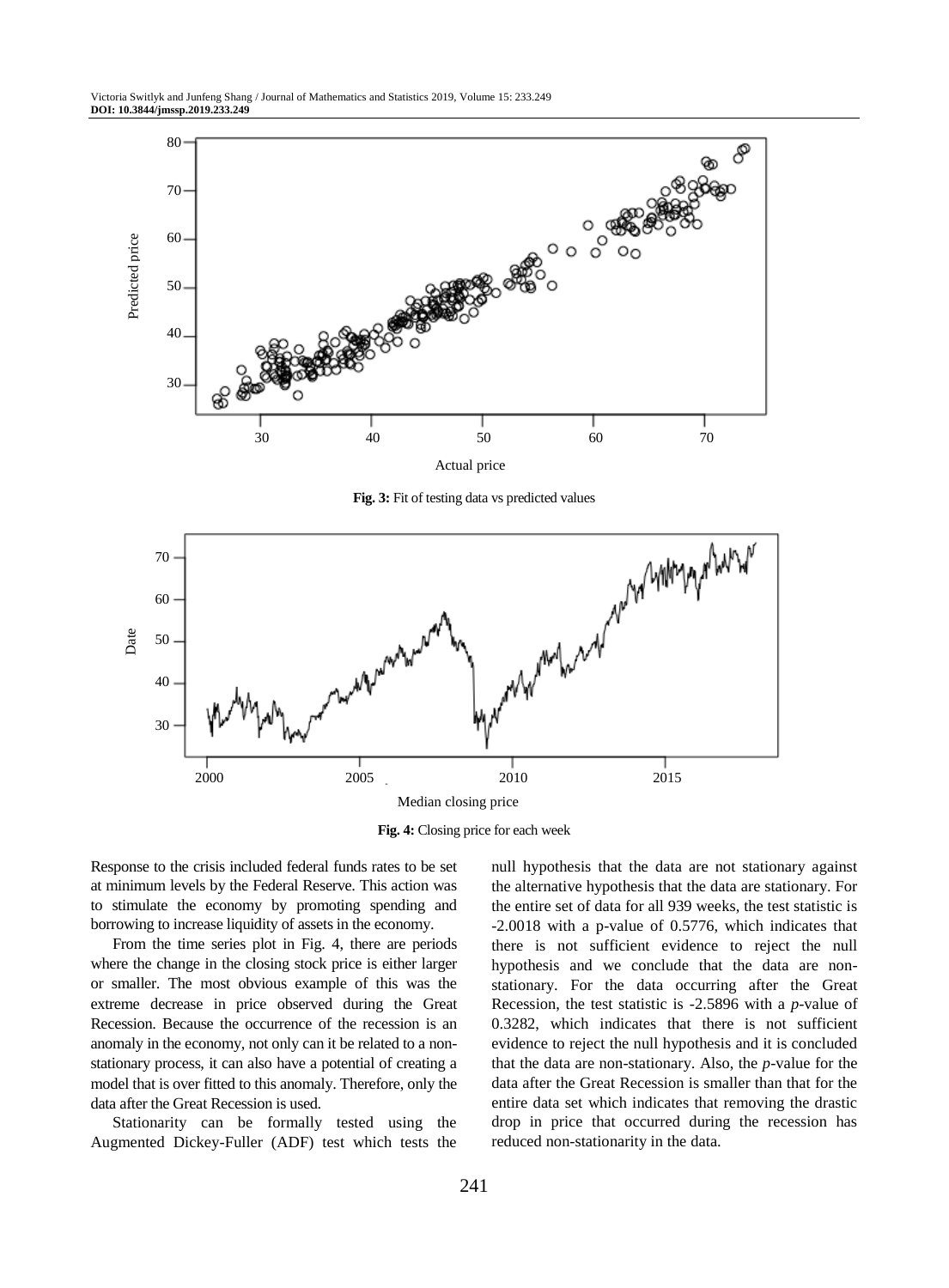Fig. 3: Fit of testing data vs predicted values

Fig. 4: Closing price for each week

Response to the crisis included federal funds rates to be set at minimum levels by the Federal Reserve. This action was to stimulate the economy by promoting spending and borrowing to increase liquidity of assets in the economy.

From the time series plot in Fig. 4, there are periods where the change in the closing stock price is either larger or smaller. The most obvious example of this was the extreme decrease in price observed during the Great Recession. Because the occurrence of the recession is an anomaly in the economy, not only can it be related to a non-stationary process, it can also have a potential of creating a model that is over fitted to this anomaly. Therefore, only the data after the Great Recession is used.

Stationarity can be formally tested using the Augmented Dickey-Fuller (ADF) test which tests the null hypothesis that the data are not stationary against the alternative hypothesis that the data are stationary. For the entire set of data for all 939 weeks, the test statistic is -2.0018 with a p-value of 0.5776, which indicates that there is not sufficient evidence to reject the null hypothesis and we conclude that the data are non-stationary. For the data occurring after the Great Recession, the test statistic is -2.5896 with a *p*-value of 0.3282, which indicates that there is not sufficient evidence to reject the null hypothesis and it is concluded that the data are non-stationary. Also, the *p*-value for the data after the Great Recession is smaller than that for the entire data set which indicates that removing the drastic drop in price that occurred during the recession has reduced non-stationarity in the data.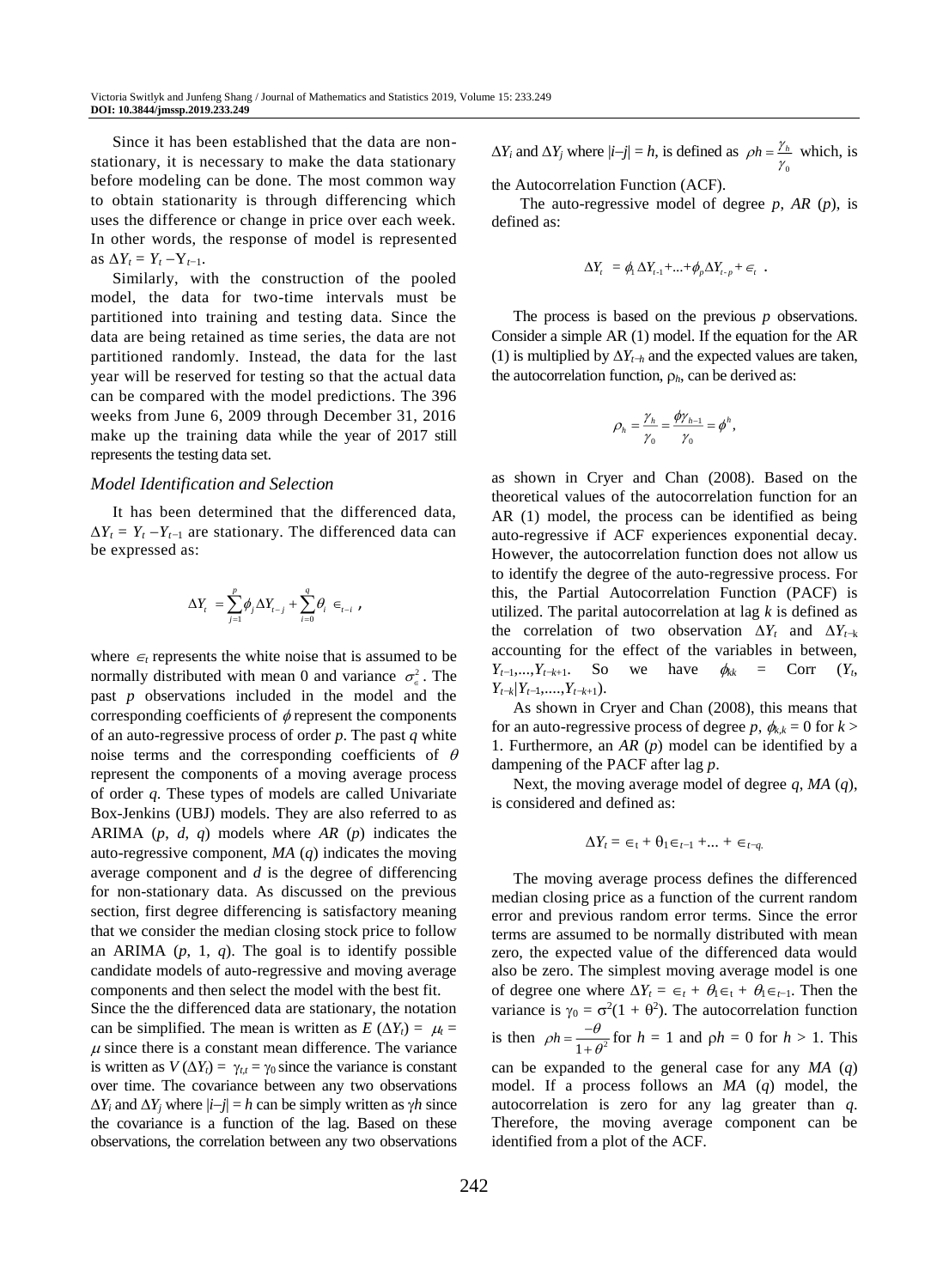Since it has been established that the data are non-stationary, it is necessary to make the data stationary before modeling can be done. The most common way to obtain stationarity is through differencing which uses the difference or change in price over each week. In other words, the response of model is represented as $\Delta Y_t = Y_t - Y_{t-1}$.

Similarly, with the construction of the pooled model, the data for two-time intervals must be partitioned into training and testing data. Since the data are being retained as time series, the data are not partitioned randomly. Instead, the data for the last year will be reserved for testing so that the actual data can be compared with the model predictions. The 396 weeks from June 6, 2009 through December 31, 2016 make up the training data while the year of 2017 still represents the testing data set.

### *Model Identification and Selection*

It has been determined that the differenced data, $\Delta Y_t = Y_t - Y_{t-1}$ are stationary. The differenced data can be expressed as:

$$\Delta Y_t = \sum_{j=1}^{p} \phi_j \Delta Y_{t-j} + \sum_{i=0}^{q} \theta_i \in_{t-i} ,$$

where $\in_t$ represents the white noise that is assumed to be normally distributed with mean 0 and variance $\sigma_{\in}^2$. The past $p$ observations included in the model and the corresponding coefficients of $\phi$ represent the components of an auto-regressive process of order $p$. The past $q$ white noise terms and the corresponding coefficients of $\theta$ represent the components of a moving average process of order $q$. These types of models are called Univariate Box-Jenkins (UBJ) models. They are also referred to as ARIMA ($p$, $d$, $q$) models where *AR* ($p$) indicates the auto-regressive component, *MA* ($q$) indicates the moving average component and $d$ is the degree of differencing for non-stationary data. As discussed on the previous section, first degree differencing is satisfactory meaning that we consider the median closing stock price to follow an ARIMA ($p$, 1, $q$). The goal is to identify possible candidate models of auto-regressive and moving average components and then select the model with the best fit.

Since the the differenced data are stationary, the notation can be simplified. The mean is written as $E(\Delta Y_t) = \mu_t = \mu$ since there is a constant mean difference. The variance is written as $V(\Delta Y_t) = \gamma_{t,t} = \gamma_0$ since the variance is constant over time. The covariance between any two observations $\Delta Y_i$ and $\Delta Y_j$ where $|i-j| = h$ can be simply written as $\gamma h$ since the covariance is a function of the lag. Based on these observations, the correlation between any two observations $\Delta Y_i$ and $\Delta Y_j$ where $|i-j| = h$, is defined as $\rho h = \frac{\gamma_h}{\gamma_0}$ which, is the Autocorrelation Function (ACF).

The auto-regressive model of degree $p$, *AR* ($p$), is defined as:

$$\Delta Y_t = \phi_1 \Delta Y_{t-1} + \ldots + \phi_p \Delta Y_{t-p} + \in_t .$$

The process is based on the previous $p$ observations. Consider a simple AR (1) model. If the equation for the AR (1) is multiplied by $\Delta Y_{t-h}$ and the expected values are taken, the autocorrelation function, $\rho_h$, can be derived as:

$$\rho_h = \frac{\gamma_h}{\gamma_0} = \frac{\phi \gamma_{h-1}}{\gamma_0} = \phi^h,$$

as shown in Cryer and Chan (2008). Based on the theoretical values of the autocorrelation function for an AR (1) model, the process can be identified as being auto-regressive if ACF experiences exponential decay. However, the autocorrelation function does not allow us to identify the degree of the auto-regressive process. For this, the Partial Autocorrelation Function (PACF) is utilized. The parital autocorrelation at lag $k$ is defined as the correlation of two observation $\Delta Y_t$ and $\Delta Y_{t-k}$ accounting for the effect of the variables in between, $Y_{t-1}, \ldots, Y_{t-k+1}$. So we have $\phi_{kk} = \text{Corr}(Y_t, Y_{t-k} | Y_{t-1}, \ldots, Y_{t-k+1})$.

As shown in Cryer and Chan (2008), this means that for an auto-regressive process of degree $p$, $\phi_{k,k} = 0$ for $k > 1$. Furthermore, an *AR* ($p$) model can be identified by a dampening of the PACF after lag $p$.

Next, the moving average model of degree $q$, *MA* ($q$), is considered and defined as:

$$\Delta Y_t = \in_t + \theta_1 \in_{t-1} + \ldots + \in_{t-q.}$$

The moving average process defines the differenced median closing price as a function of the current random error and previous random error terms. Since the error terms are assumed to be normally distributed with mean zero, the expected value of the differenced data would also be zero. The simplest moving average model is one of degree one where $\Delta Y_t = \in_t + \theta_1 \in_t + \theta_1 \in_{t-1}$. Then the variance is $\gamma_0 = \sigma^2(1 + \theta^2)$. The autocorrelation function is then $\rho h = \frac{-\theta}{1+\theta^2}$ for $h = 1$ and $\rho h = 0$ for $h > 1$. This can be expanded to the general case for any *MA* ($q$) model. If a process follows an *MA* ($q$) model, the autocorrelation is zero for any lag greater than $q$. Therefore, the moving average component can be identified from a plot of the ACF.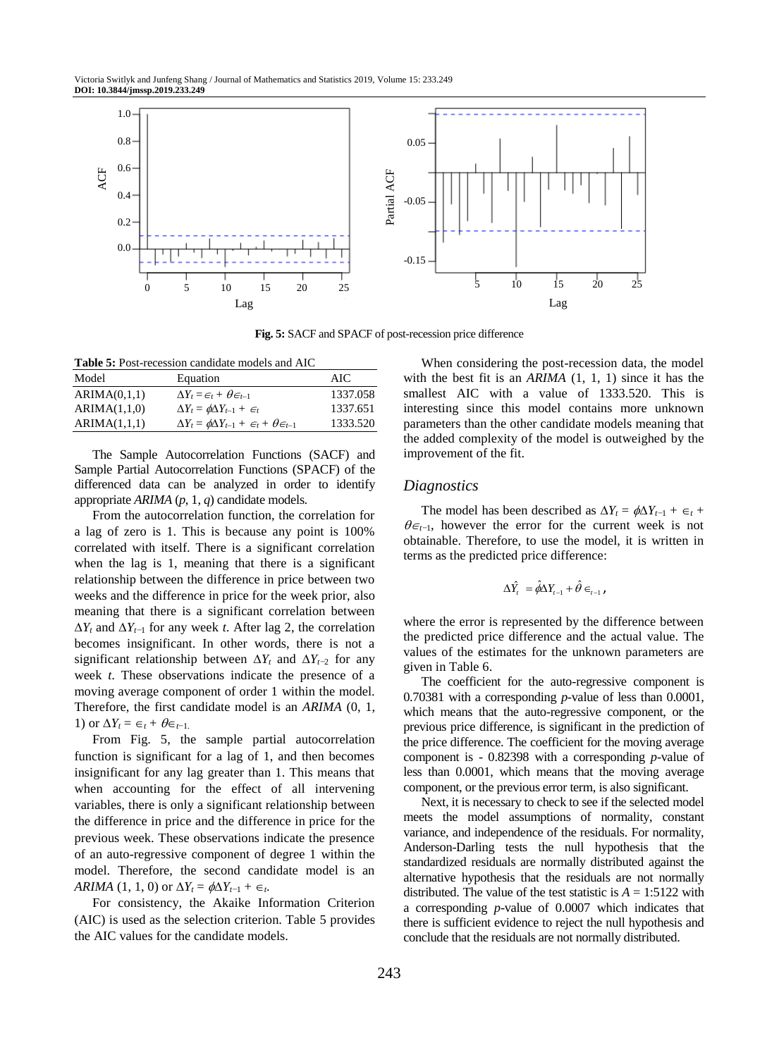Fig. 5: SACF and SPACF of post-recession price difference

Table 5: Post-recession candidate models and AIC

| Model | Equation | AIC |
| --- | --- | --- |
| ARIMA(0,1,1) | $\Delta Y_t = \epsilon_t + \theta\epsilon_{t-1}$ | 1337.058 |
| ARIMA(1,1,0) | $\Delta Y_t = \phi\Delta Y_{t-1} + \epsilon_t$ | 1337.651 |
| ARIMA(1,1,1) | $\Delta Y_t = \phi\Delta Y_{t-1} + \epsilon_t + \theta\epsilon_{t-1}$ | 1333.520 |

The Sample Autocorrelation Functions (SACF) and Sample Partial Autocorrelation Functions (SPACF) of the differenced data can be analyzed in order to identify appropriate *ARIMA* ($p$, 1, $q$) candidate models.

From the autocorrelation function, the correlation for a lag of zero is 1. This is because any point is 100% correlated with itself. There is a significant correlation when the lag is 1, meaning that there is a significant relationship between the difference in price between two weeks and the difference in price for the week prior, also meaning that there is a significant correlation between $\Delta Y_t$ and $\Delta Y_{t-1}$ for any week $t$. After lag 2, the correlation becomes insignificant. In other words, there is not a significant relationship between $\Delta Y_t$ and $\Delta Y_{t-2}$ for any week $t$. These observations indicate the presence of a moving average component of order 1 within the model. Therefore, the first candidate model is an *ARIMA* (0, 1, 1) or $\Delta Y_t = \epsilon_t + \theta\epsilon_{t-1}$.

From Fig. 5, the sample partial autocorrelation function is significant for a lag of 1, and then becomes insignificant for any lag greater than 1. This means that when accounting for the effect of all intervening variables, there is only a significant relationship between the difference in price and the difference in price for the previous week. These observations indicate the presence of an auto-regressive component of degree 1 within the model. Therefore, the second candidate model is an *ARIMA* (1, 1, 0) or $\Delta Y_t = \phi\Delta Y_{t-1} + \epsilon_t$.

For consistency, the Akaike Information Criterion (AIC) is used as the selection criterion. Table 5 provides the AIC values for the candidate models.

When considering the post-recession data, the model with the best fit is an *ARIMA* (1, 1, 1) since it has the smallest AIC with a value of 1333.520. This is interesting since this model contains more unknown parameters than the other candidate models meaning that the added complexity of the model is outweighed by the improvement of the fit.

## *Diagnostics*

The model has been described as $\Delta Y_t = \phi\Delta Y_{t-1} + \epsilon_t + \theta\epsilon_{t-1}$, however the error for the current week is not obtainable. Therefore, to use the model, it is written in terms as the predicted price difference:

$$\Delta\hat{Y}_t = \hat{\phi}\Delta Y_{t-1} + \hat{\theta}\epsilon_{t-1},$$

where the error is represented by the difference between the predicted price difference and the actual value. The values of the estimates for the unknown parameters are given in Table 6.

The coefficient for the auto-regressive component is 0.70381 with a corresponding $p$-value of less than 0.0001, which means that the auto-regressive component, or the previous price difference, is significant in the prediction of the price difference. The coefficient for the moving average component is - 0.82398 with a corresponding $p$-value of less than 0.0001, which means that the moving average component, or the previous error term, is also significant.

Next, it is necessary to check to see if the selected model meets the model assumptions of normality, constant variance, and independence of the residuals. For normality, Anderson-Darling tests the null hypothesis that the standardized residuals are normally distributed against the alternative hypothesis that the residuals are not normally distributed. The value of the test statistic is $A$ = 1:5122 with a corresponding $p$-value of 0.0007 which indicates that there is sufficient evidence to reject the null hypothesis and conclude that the residuals are not normally distributed.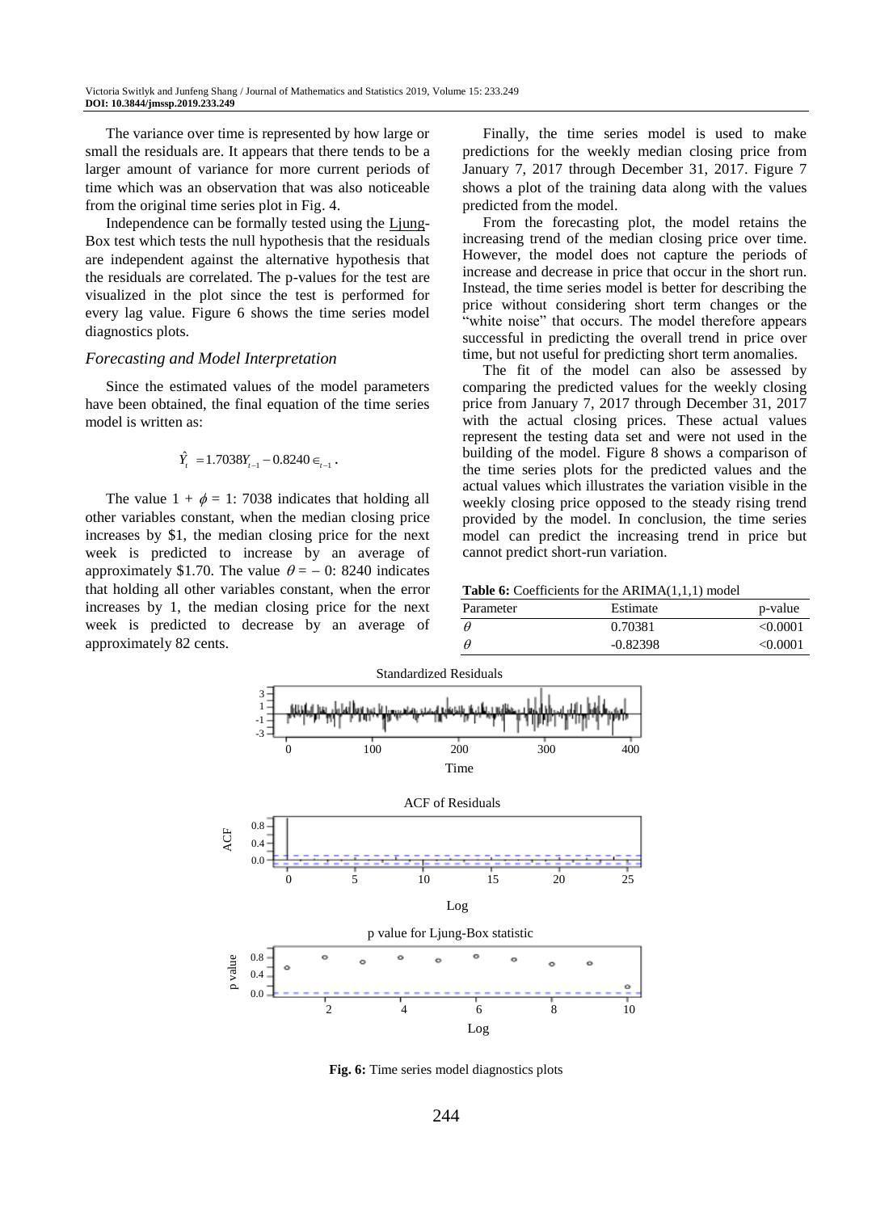The variance over time is represented by how large or small the residuals are. It appears that there tends to be a larger amount of variance for more current periods of time which was an observation that was also noticeable from the original time series plot in Fig. 4.

Independence can be formally tested using the Ljung-Box test which tests the null hypothesis that the residuals are independent against the alternative hypothesis that the residuals are correlated. The p-values for the test are visualized in the plot since the test is performed for every lag value. Figure 6 shows the time series model diagnostics plots.

### *Forecasting and Model Interpretation*

Since the estimated values of the model parameters have been obtained, the final equation of the time series model is written as:

$$\hat{Y}_t = 1.7038 Y_{t-1} - 0.8240 \in_{t-1}.$$

The value $1 + \phi = 1$: 7038 indicates that holding all other variables constant, when the median closing price increases by \$1, the median closing price for the next week is predicted to increase by an average of approximately \$1.70. The value $\theta = -0$: 8240 indicates that holding all other variables constant, when the error increases by 1, the median closing price for the next week is predicted to decrease by an average of approximately 82 cents.

Finally, the time series model is used to make predictions for the weekly median closing price from January 7, 2017 through December 31, 2017. Figure 7 shows a plot of the training data along with the values predicted from the model.

From the forecasting plot, the model retains the increasing trend of the median closing price over time. However, the model does not capture the periods of increase and decrease in price that occur in the short run. Instead, the time series model is better for describing the price without considering short term changes or the "white noise" that occurs. The model therefore appears successful in predicting the overall trend in price over time, but not useful for predicting short term anomalies.

The fit of the model can also be assessed by comparing the predicted values for the weekly closing price from January 7, 2017 through December 31, 2017 with the actual closing prices. These actual values represent the testing data set and were not used in the building of the model. Figure 8 shows a comparison of the time series plots for the predicted values and the actual values which illustrates the variation visible in the weekly closing price opposed to the steady rising trend provided by the model. In conclusion, the time series model can predict the increasing trend in price but cannot predict short-run variation.

**Table 6:** Coefficients for the ARIMA(1,1,1) model

| Parameter | Estimate | p-value |
|---|---|---|
| $\theta$ | 0.70381 | <0.0001 |
| $\theta$ | -0.82398 | <0.0001 |

**Fig. 6:** Time series model diagnostics plots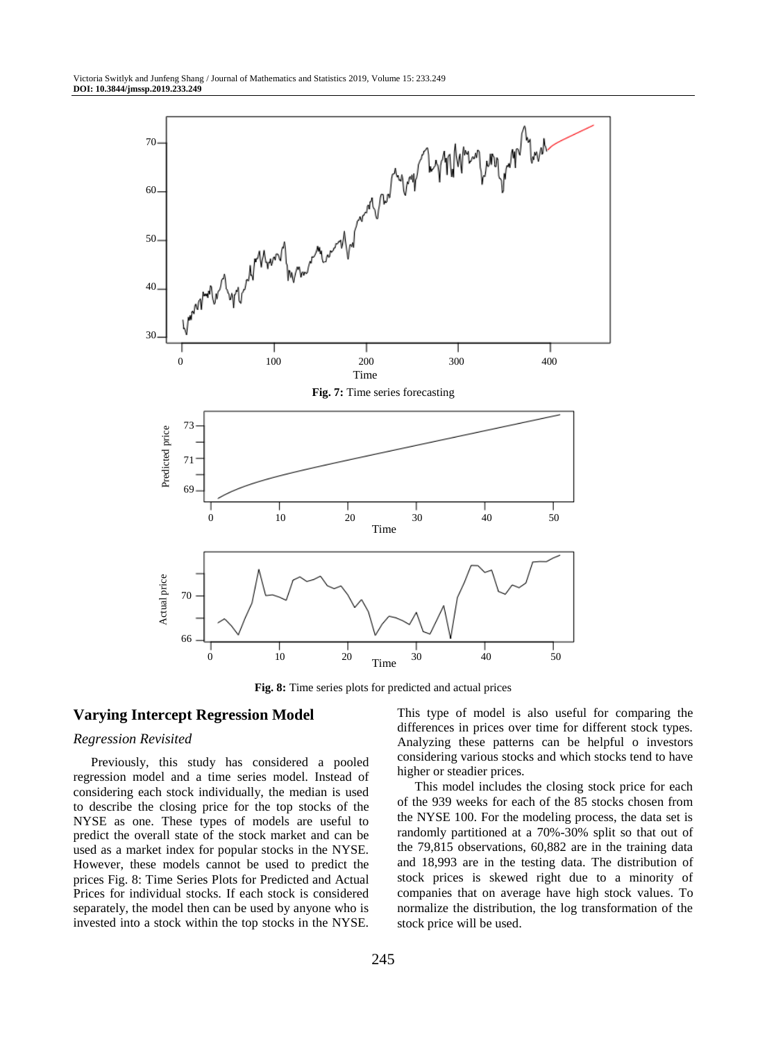Fig. 7: Time series forecasting

Fig. 8: Time series plots for predicted and actual prices

## Varying Intercept Regression Model

### *Regression Revisited*

Previously, this study has considered a pooled regression model and a time series model. Instead of considering each stock individually, the median is used to describe the closing price for the top stocks of the NYSE as one. These types of models are useful to predict the overall state of the stock market and can be used as a market index for popular stocks in the NYSE. However, these models cannot be used to predict the prices Fig. 8: Time Series Plots for Predicted and Actual Prices for individual stocks. If each stock is considered separately, the model then can be used by anyone who is invested into a stock within the top stocks in the NYSE. This type of model is also useful for comparing the differences in prices over time for different stock types. Analyzing these patterns can be helpful o investors considering various stocks and which stocks tend to have higher or steadier prices.

This model includes the closing stock price for each of the 939 weeks for each of the 85 stocks chosen from the NYSE 100. For the modeling process, the data set is randomly partitioned at a 70%-30% split so that out of the 79,815 observations, 60,882 are in the training data and 18,993 are in the testing data. The distribution of stock prices is skewed right due to a minority of companies that on average have high stock values. To normalize the distribution, the log transformation of the stock price will be used.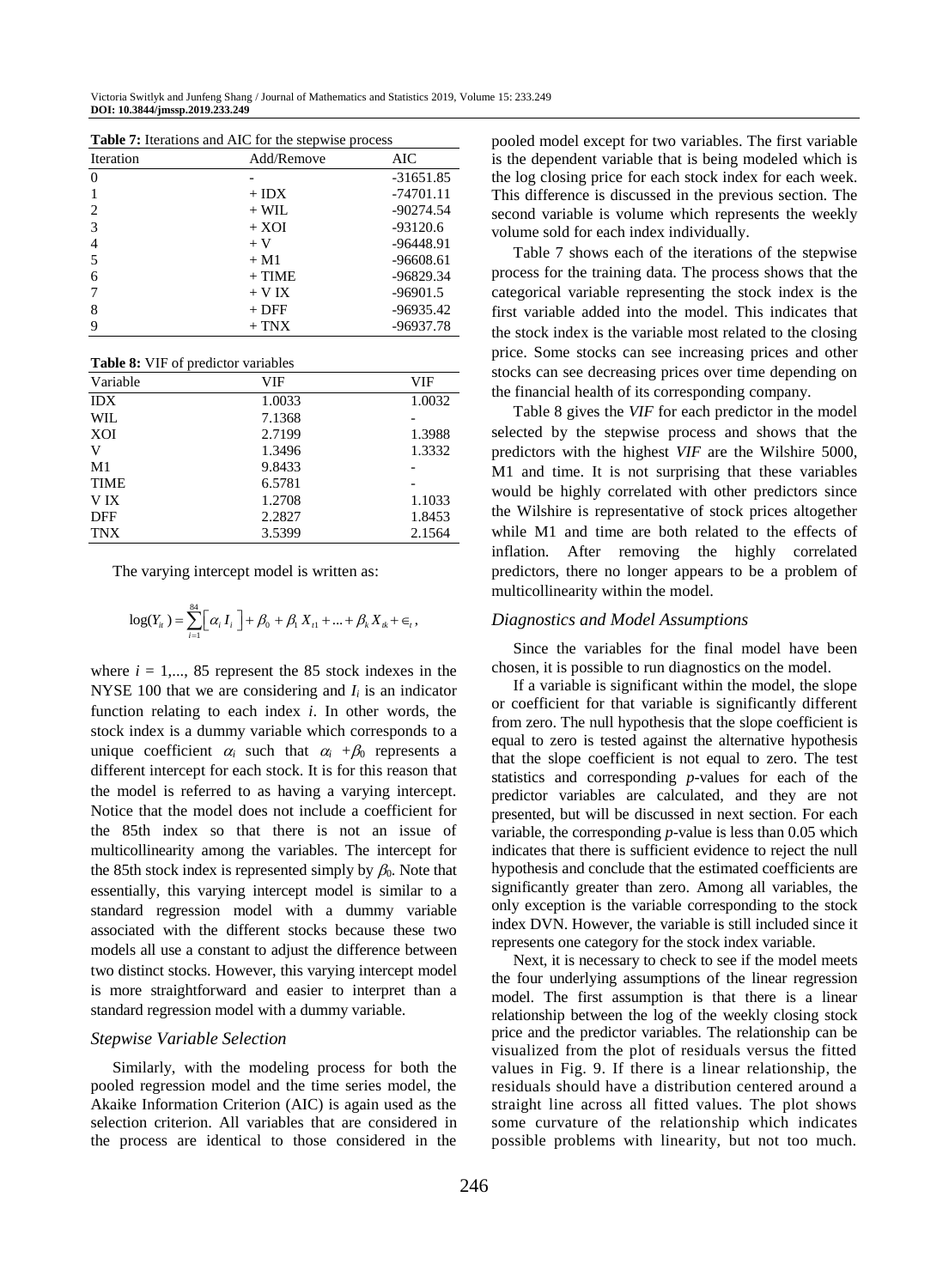**Table 7:** Iterations and AIC for the stepwise process

| Iteration | Add/Remove | AIC |
|---|---|---|
| 0 | - | -31651.85 |
| 1 | + IDX | -74701.11 |
| 2 | + WIL | -90274.54 |
| 3 | + XOI | -93120.6 |
| 4 | + V | -96448.91 |
| 5 | + M1 | -96608.61 |
| 6 | + TIME | -96829.34 |
| 7 | + V IX | -96901.5 |
| 8 | + DFF | -96935.42 |
| 9 | + TNX | -96937.78 |

**Table 8:** VIF of predictor variables

| Variable | VIF | VIF |
|---|---|---|
| IDX | 1.0033 | 1.0032 |
| WIL | 7.1368 | - |
| XOI | 2.7199 | 1.3988 |
| V | 1.3496 | 1.3332 |
| M1 | 9.8433 | - |
| TIME | 6.5781 | - |
| V IX | 1.2708 | 1.1033 |
| DFF | 2.2827 | 1.8453 |
| TNX | 3.5399 | 2.1564 |

The varying intercept model is written as:

$$\log(Y_{it}) = \sum_{i=1}^{84}\left[\alpha_i I_i\right] + \beta_0 + \beta_1 X_{t1} + ... + \beta_k X_{tk} + \epsilon_t,$$

where $i = 1,..., 85$ represent the 85 stock indexes in the NYSE 100 that we are considering and $I_i$ is an indicator function relating to each index $i$. In other words, the stock index is a dummy variable which corresponds to a unique coefficient $\alpha_i$ such that $\alpha_i + \beta_0$ represents a different intercept for each stock. It is for this reason that the model is referred to as having a varying intercept. Notice that the model does not include a coefficient for the 85th index so that there is not an issue of multicollinearity among the variables. The intercept for the 85th stock index is represented simply by $\beta_0$. Note that essentially, this varying intercept model is similar to a standard regression model with a dummy variable associated with the different stocks because these two models all use a constant to adjust the difference between two distinct stocks. However, this varying intercept model is more straightforward and easier to interpret than a standard regression model with a dummy variable.

### *Stepwise Variable Selection*

Similarly, with the modeling process for both the pooled regression model and the time series model, the Akaike Information Criterion (AIC) is again used as the selection criterion. All variables that are considered in the process are identical to those considered in the pooled model except for two variables. The first variable is the dependent variable that is being modeled which is the log closing price for each stock index for each week. This difference is discussed in the previous section. The second variable is volume which represents the weekly volume sold for each index individually.

Table 7 shows each of the iterations of the stepwise process for the training data. The process shows that the categorical variable representing the stock index is the first variable added into the model. This indicates that the stock index is the variable most related to the closing price. Some stocks can see increasing prices and other stocks can see decreasing prices over time depending on the financial health of its corresponding company.

Table 8 gives the *VIF* for each predictor in the model selected by the stepwise process and shows that the predictors with the highest *VIF* are the Wilshire 5000, M1 and time. It is not surprising that these variables would be highly correlated with other predictors since the Wilshire is representative of stock prices altogether while M1 and time are both related to the effects of inflation. After removing the highly correlated predictors, there no longer appears to be a problem of multicollinearity within the model.

### *Diagnostics and Model Assumptions*

Since the variables for the final model have been chosen, it is possible to run diagnostics on the model.

If a variable is significant within the model, the slope or coefficient for that variable is significantly different from zero. The null hypothesis that the slope coefficient is equal to zero is tested against the alternative hypothesis that the slope coefficient is not equal to zero. The test statistics and corresponding *p*-values for each of the predictor variables are calculated, and they are not presented, but will be discussed in next section. For each variable, the corresponding *p*-value is less than 0.05 which indicates that there is sufficient evidence to reject the null hypothesis and conclude that the estimated coefficients are significantly greater than zero. Among all variables, the only exception is the variable corresponding to the stock index DVN. However, the variable is still included since it represents one category for the stock index variable.

Next, it is necessary to check to see if the model meets the four underlying assumptions of the linear regression model. The first assumption is that there is a linear relationship between the log of the weekly closing stock price and the predictor variables. The relationship can be visualized from the plot of residuals versus the fitted values in Fig. 9. If there is a linear relationship, the residuals should have a distribution centered around a straight line across all fitted values. The plot shows some curvature of the relationship which indicates possible problems with linearity, but not too much.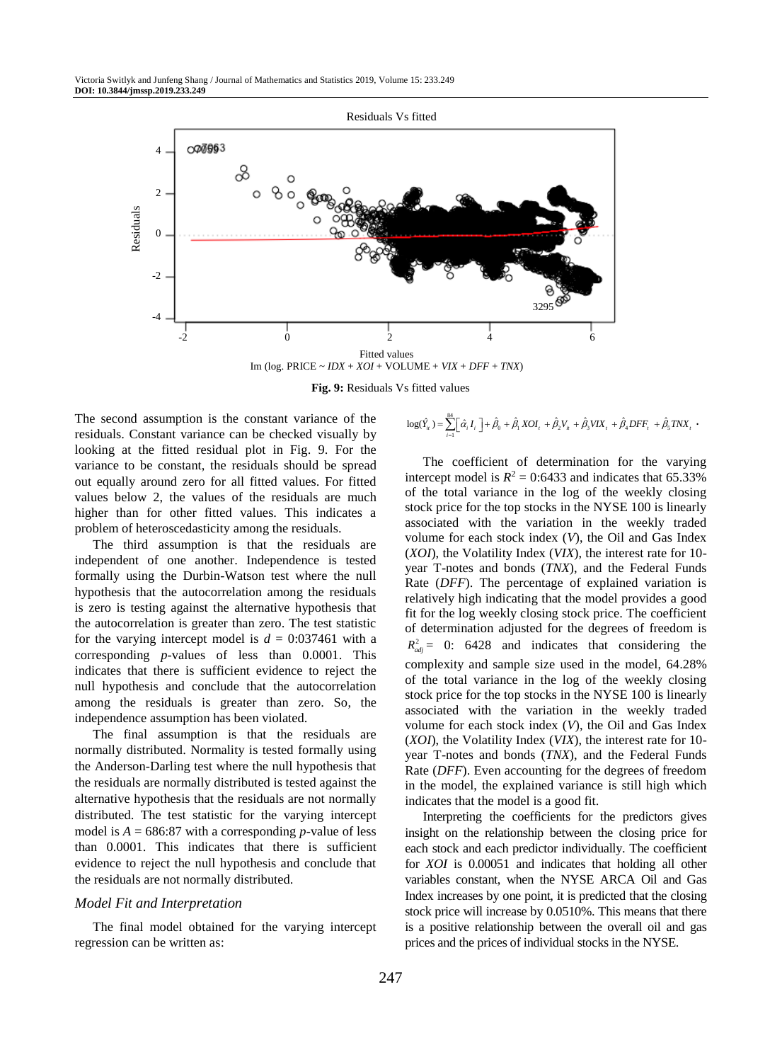Fig. 9: Residuals Vs fitted values

The second assumption is the constant variance of the residuals. Constant variance can be checked visually by looking at the fitted residual plot in Fig. 9. For the variance to be constant, the residuals should be spread out equally around zero for all fitted values. For fitted values below 2, the values of the residuals are much higher than for other fitted values. This indicates a problem of heteroscedasticity among the residuals.

The third assumption is that the residuals are independent of one another. Independence is tested formally using the Durbin-Watson test where the null hypothesis that the autocorrelation among the residuals is zero is testing against the alternative hypothesis that the autocorrelation is greater than zero. The test statistic for the varying intercept model is $d$ = 0:037461 with a corresponding $p$-values of less than 0.0001. This indicates that there is sufficient evidence to reject the null hypothesis and conclude that the autocorrelation among the residuals is greater than zero. So, the independence assumption has been violated.

The final assumption is that the residuals are normally distributed. Normality is tested formally using the Anderson-Darling test where the null hypothesis that the residuals are normally distributed is tested against the alternative hypothesis that the residuals are not normally distributed. The test statistic for the varying intercept model is $A$ = 686:87 with a corresponding $p$-value of less than 0.0001. This indicates that there is sufficient evidence to reject the null hypothesis and conclude that the residuals are not normally distributed.

### *Model Fit and Interpretation*

The final model obtained for the varying intercept regression can be written as:

$$\log(\hat{Y}_{it}) = \sum_{i=1}^{84}\left[\hat{\alpha}_i I_i\right] + \hat{\beta}_0 + \hat{\beta}_1 XOI_t + \hat{\beta}_2 V_{it} + \hat{\beta}_3 VIX_t + \hat{\beta}_4 DFF_t + \hat{\beta}_5 TNX_t \cdot$$

The coefficient of determination for the varying intercept model is $R^2$ = 0:6433 and indicates that 65.33% of the total variance in the log of the weekly closing stock price for the top stocks in the NYSE 100 is linearly associated with the variation in the weekly traded volume for each stock index ($V$), the Oil and Gas Index ($XOI$), the Volatility Index ($VIX$), the interest rate for 10-year T-notes and bonds ($TNX$), and the Federal Funds Rate ($DFF$). The percentage of explained variation is relatively high indicating that the model provides a good fit for the log weekly closing stock price. The coefficient of determination adjusted for the degrees of freedom is $R^2_{adj}$ = 0: 6428 and indicates that considering the complexity and sample size used in the model, 64.28% of the total variance in the log of the weekly closing stock price for the top stocks in the NYSE 100 is linearly associated with the variation in the weekly traded volume for each stock index ($V$), the Oil and Gas Index ($XOI$), the Volatility Index ($VIX$), the interest rate for 10-year T-notes and bonds ($TNX$), and the Federal Funds Rate ($DFF$). Even accounting for the degrees of freedom in the model, the explained variance is still high which indicates that the model is a good fit.

Interpreting the coefficients for the predictors gives insight on the relationship between the closing price for each stock and each predictor individually. The coefficient for $XOI$ is 0.00051 and indicates that holding all other variables constant, when the NYSE ARCA Oil and Gas Index increases by one point, it is predicted that the closing stock price will increase by 0.0510%. This means that there is a positive relationship between the overall oil and gas prices and the prices of individual stocks in the NYSE.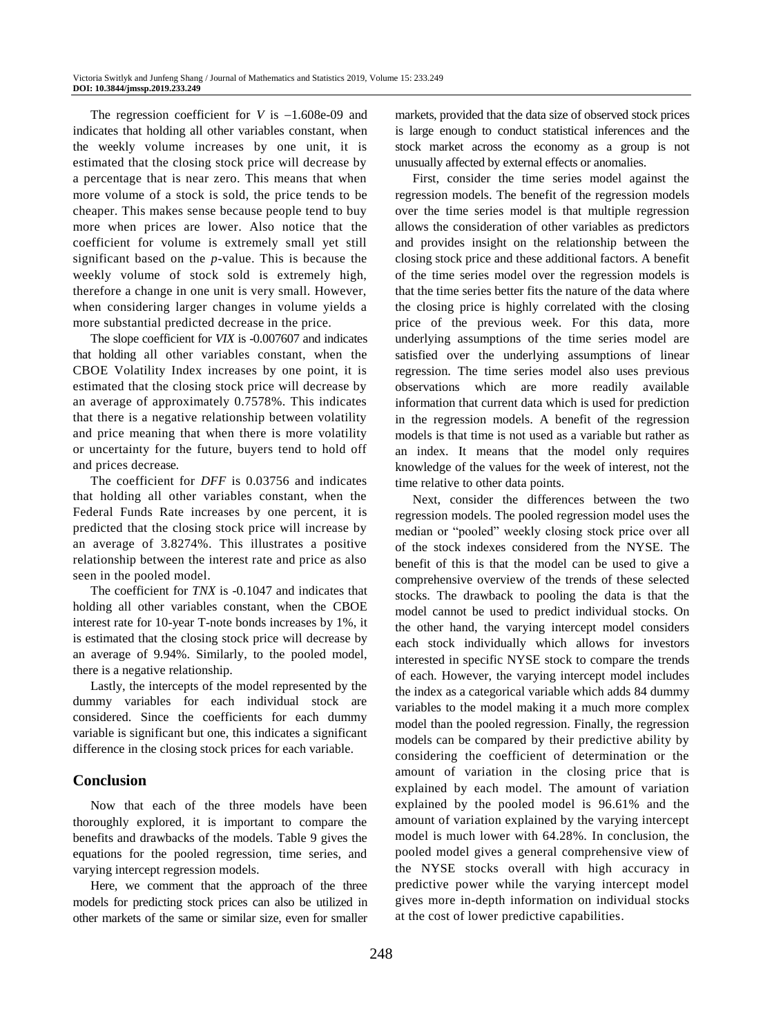The regression coefficient for $V$ is $-1.608\text{e-}09$ and indicates that holding all other variables constant, when the weekly volume increases by one unit, it is estimated that the closing stock price will decrease by a percentage that is near zero. This means that when more volume of a stock is sold, the price tends to be cheaper. This makes sense because people tend to buy more when prices are lower. Also notice that the coefficient for volume is extremely small yet still significant based on the $p$-value. This is because the weekly volume of stock sold is extremely high, therefore a change in one unit is very small. However, when considering larger changes in volume yields a more substantial predicted decrease in the price.

The slope coefficient for *VIX* is -0.007607 and indicates that holding all other variables constant, when the CBOE Volatility Index increases by one point, it is estimated that the closing stock price will decrease by an average of approximately 0.7578%. This indicates that there is a negative relationship between volatility and price meaning that when there is more volatility or uncertainty for the future, buyers tend to hold off and prices decrease.

The coefficient for *DFF* is 0.03756 and indicates that holding all other variables constant, when the Federal Funds Rate increases by one percent, it is predicted that the closing stock price will increase by an average of 3.8274%. This illustrates a positive relationship between the interest rate and price as also seen in the pooled model.

The coefficient for *TNX* is -0.1047 and indicates that holding all other variables constant, when the CBOE interest rate for 10-year T-note bonds increases by 1%, it is estimated that the closing stock price will decrease by an average of 9.94%. Similarly, to the pooled model, there is a negative relationship.

Lastly, the intercepts of the model represented by the dummy variables for each individual stock are considered. Since the coefficients for each dummy variable is significant but one, this indicates a significant difference in the closing stock prices for each variable.

## Conclusion

Now that each of the three models have been thoroughly explored, it is important to compare the benefits and drawbacks of the models. Table 9 gives the equations for the pooled regression, time series, and varying intercept regression models.

Here, we comment that the approach of the three models for predicting stock prices can also be utilized in other markets of the same or similar size, even for smaller markets, provided that the data size of observed stock prices is large enough to conduct statistical inferences and the stock market across the economy as a group is not unusually affected by external effects or anomalies.

First, consider the time series model against the regression models. The benefit of the regression models over the time series model is that multiple regression allows the consideration of other variables as predictors and provides insight on the relationship between the closing stock price and these additional factors. A benefit of the time series model over the regression models is that the time series better fits the nature of the data where the closing price is highly correlated with the closing price of the previous week. For this data, more underlying assumptions of the time series model are satisfied over the underlying assumptions of linear regression. The time series model also uses previous observations which are more readily available information that current data which is used for prediction in the regression models. A benefit of the regression models is that time is not used as a variable but rather as an index. It means that the model only requires knowledge of the values for the week of interest, not the time relative to other data points.

Next, consider the differences between the two regression models. The pooled regression model uses the median or "pooled" weekly closing stock price over all of the stock indexes considered from the NYSE. The benefit of this is that the model can be used to give a comprehensive overview of the trends of these selected stocks. The drawback to pooling the data is that the model cannot be used to predict individual stocks. On the other hand, the varying intercept model considers each stock individually which allows for investors interested in specific NYSE stock to compare the trends of each. However, the varying intercept model includes the index as a categorical variable which adds 84 dummy variables to the model making it a much more complex model than the pooled regression. Finally, the regression models can be compared by their predictive ability by considering the coefficient of determination or the amount of variation in the closing price that is explained by each model. The amount of variation explained by the pooled model is 96.61% and the amount of variation explained by the varying intercept model is much lower with 64.28%. In conclusion, the pooled model gives a general comprehensive view of the NYSE stocks overall with high accuracy in predictive power while the varying intercept model gives more in-depth information on individual stocks at the cost of lower predictive capabilities.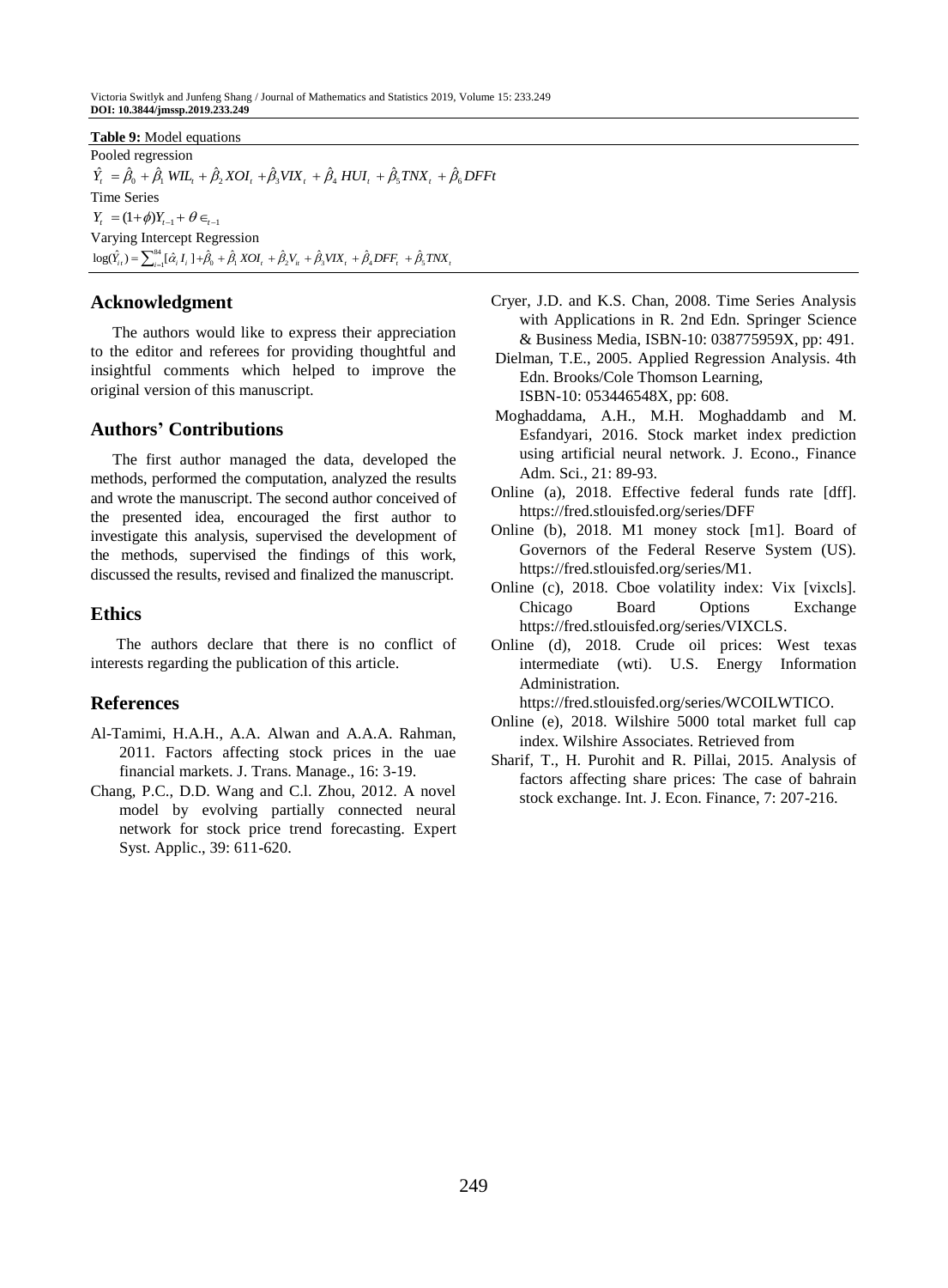**Table 9:** Model equations

Pooled regression

$$\hat{Y}_t = \hat{\beta}_0 + \hat{\beta}_1 WIL_t + \hat{\beta}_2 XOI_t + \hat{\beta}_3 VIX_t + \hat{\beta}_4 HUI_t + \hat{\beta}_5 TNX_t + \hat{\beta}_6 DFFt$$

Time Series

$$Y_t = (1+\phi)Y_{t-1} + \theta \in_{t-1}$$

Varying Intercept Regression

$$\log(\hat{Y}_t) = \sum_{i=1}^{84}[\hat{\alpha}_i I_i] + \hat{\beta}_0 + \hat{\beta}_1 XOI_t + \hat{\beta}_2 V_{it} + \hat{\beta}_3 VIX_t + \hat{\beta}_4 DFF_t + \hat{\beta}_5 TNX_t$$

## Acknowledgment

The authors would like to express their appreciation to the editor and referees for providing thoughtful and insightful comments which helped to improve the original version of this manuscript.

## Authors' Contributions

The first author managed the data, developed the methods, performed the computation, analyzed the results and wrote the manuscript. The second author conceived of the presented idea, encouraged the first author to investigate this analysis, supervised the development of the methods, supervised the findings of this work, discussed the results, revised and finalized the manuscript.

## Ethics

The authors declare that there is no conflict of interests regarding the publication of this article.

## References

Al-Tamimi, H.A.H., A.A. Alwan and A.A.A. Rahman, 2011. Factors affecting stock prices in the uae financial markets. J. Trans. Manage., 16: 3-19.

Chang, P.C., D.D. Wang and C.l. Zhou, 2012. A novel model by evolving partially connected neural network for stock price trend forecasting. Expert Syst. Applic., 39: 611-620.

Cryer, J.D. and K.S. Chan, 2008. Time Series Analysis with Applications in R. 2nd Edn. Springer Science & Business Media, ISBN-10: 038775959X, pp: 491.

Dielman, T.E., 2005. Applied Regression Analysis. 4th Edn. Brooks/Cole Thomson Learning, ISBN-10: 053446548X, pp: 608.

Moghaddama, A.H., M.H. Moghaddamb and M. Esfandyari, 2016. Stock market index prediction using artificial neural network. J. Econo., Finance Adm. Sci., 21: 89-93.

Online (a), 2018. Effective federal funds rate [dff]. https://fred.stlouisfed.org/series/DFF

Online (b), 2018. M1 money stock [m1]. Board of Governors of the Federal Reserve System (US). https://fred.stlouisfed.org/series/M1.

Online (c), 2018. Cboe volatility index: Vix [vixcls]. Chicago Board Options Exchange https://fred.stlouisfed.org/series/VIXCLS.

Online (d), 2018. Crude oil prices: West texas intermediate (wti). U.S. Energy Information Administration. https://fred.stlouisfed.org/series/WCOILWTICO.

Online (e), 2018. Wilshire 5000 total market full cap index. Wilshire Associates. Retrieved from

Sharif, T., H. Purohit and R. Pillai, 2015. Analysis of factors affecting share prices: The case of bahrain stock exchange. Int. J. Econ. Finance, 7: 207-216.